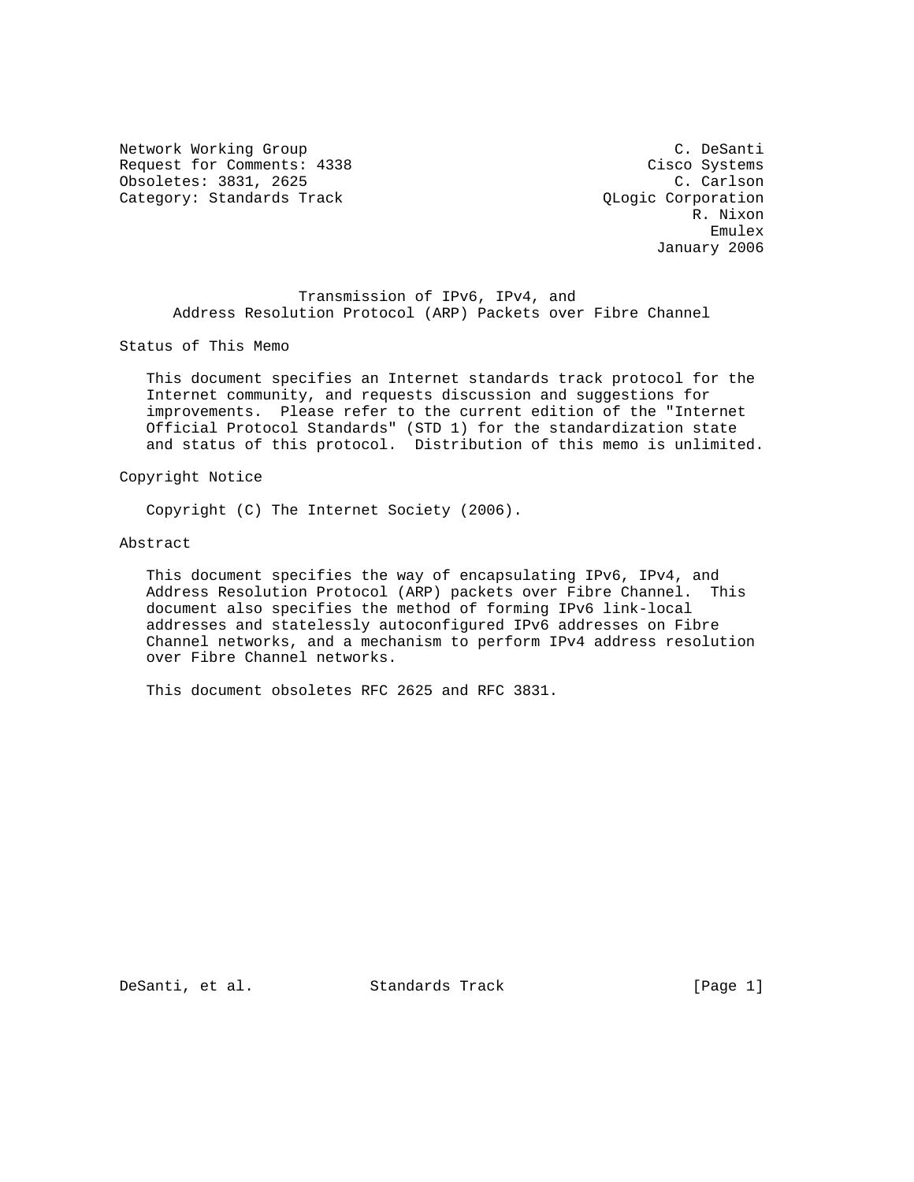Network Working Group C. DeSanti
Request for Comments: 4338 Cisco Systems
Obsoletes: 3831, 2625 C. Carlson
Category: Standards Track QLogic Corporation
R. Nixon
Emulex
January 2006

# Transmission of IPv6, IPv4, and Address Resolution Protocol (ARP) Packets over Fibre Channel

## Status of This Memo

This document specifies an Internet standards track protocol for the Internet community, and requests discussion and suggestions for improvements. Please refer to the current edition of the "Internet Official Protocol Standards" (STD 1) for the standardization state and status of this protocol. Distribution of this memo is unlimited.

## Copyright Notice

Copyright (C) The Internet Society (2006).

## Abstract

This document specifies the way of encapsulating IPv6, IPv4, and Address Resolution Protocol (ARP) packets over Fibre Channel. This document also specifies the method of forming IPv6 link-local addresses and statelessly autoconfigured IPv6 addresses on Fibre Channel networks, and a mechanism to perform IPv4 address resolution over Fibre Channel networks.

This document obsoletes RFC 2625 and RFC 3831.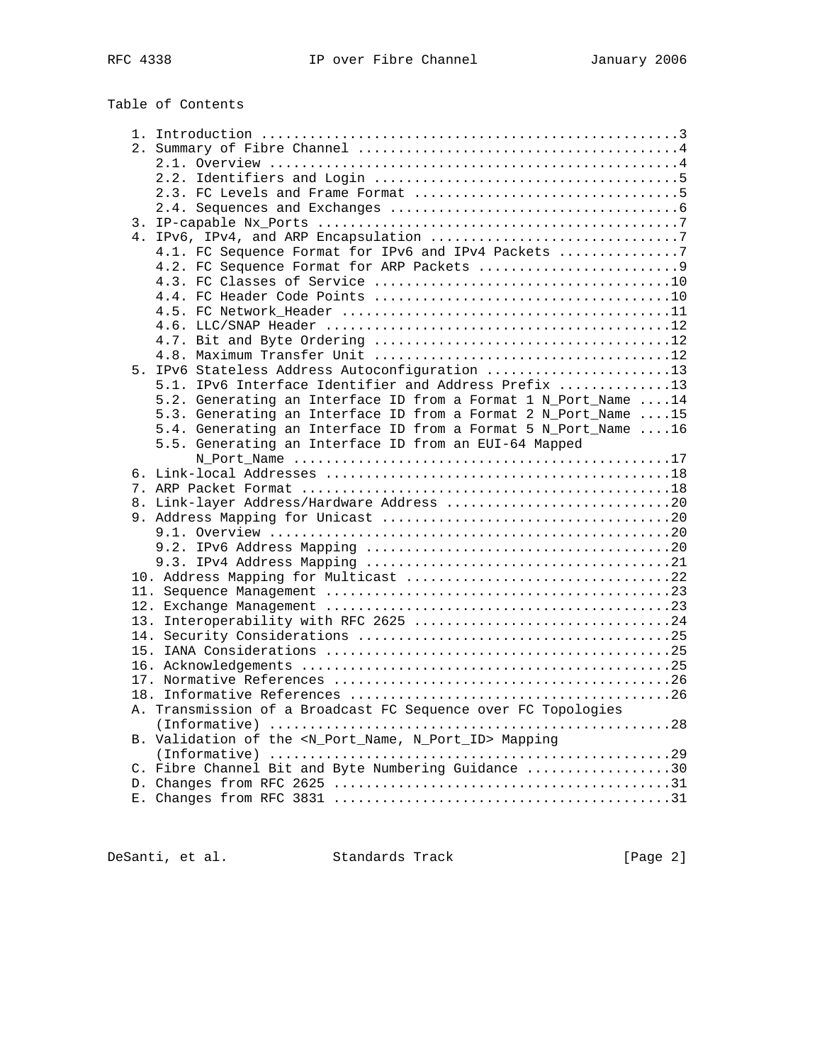Table of Contents

```
   1. Introduction ....................................................3
   2. Summary of Fibre Channel ........................................4
      2.1. Overview ...................................................4
      2.2. Identifiers and Login ......................................5
      2.3. FC Levels and Frame Format .................................5
      2.4. Sequences and Exchanges ....................................6
   3. IP-capable Nx_Ports .............................................7
   4. IPv6, IPv4, and ARP Encapsulation ...............................7
      4.1. FC Sequence Format for IPv6 and IPv4 Packets ...............7
      4.2. FC Sequence Format for ARP Packets .........................9
      4.3. FC Classes of Service .....................................10
      4.4. FC Header Code Points .....................................10
      4.5. FC Network_Header .........................................11
      4.6. LLC/SNAP Header ...........................................12
      4.7. Bit and Byte Ordering .....................................12
      4.8. Maximum Transfer Unit .....................................12
   5. IPv6 Stateless Address Autoconfiguration .......................13
      5.1. IPv6 Interface Identifier and Address Prefix ..............13
      5.2. Generating an Interface ID from a Format 1 N_Port_Name ....14
      5.3. Generating an Interface ID from a Format 2 N_Port_Name ....15
      5.4. Generating an Interface ID from a Format 5 N_Port_Name ....16
      5.5. Generating an Interface ID from an EUI-64 Mapped
           N_Port_Name ...............................................17
   6. Link-local Addresses ...........................................18
   7. ARP Packet Format ..............................................18
   8. Link-layer Address/Hardware Address ............................20
   9. Address Mapping for Unicast ....................................20
      9.1. Overview ..................................................20
      9.2. IPv6 Address Mapping ......................................20
      9.3. IPv4 Address Mapping ......................................21
   10. Address Mapping for Multicast .................................22
   11. Sequence Management ...........................................23
   12. Exchange Management ...........................................23
   13. Interoperability with RFC 2625 ................................24
   14. Security Considerations .......................................25
   15. IANA Considerations ...........................................25
   16. Acknowledgements ..............................................25
   17. Normative References ..........................................26
   18. Informative References ........................................26
   A. Transmission of a Broadcast FC Sequence over FC Topologies
      (Informative) ..................................................28
   B. Validation of the <N_Port_Name, N_Port_ID> Mapping
      (Informative) ..................................................29
   C. Fibre Channel Bit and Byte Numbering Guidance ..................30
   D. Changes from RFC 2625 ..........................................31
   E. Changes from RFC 3831 ..........................................31
```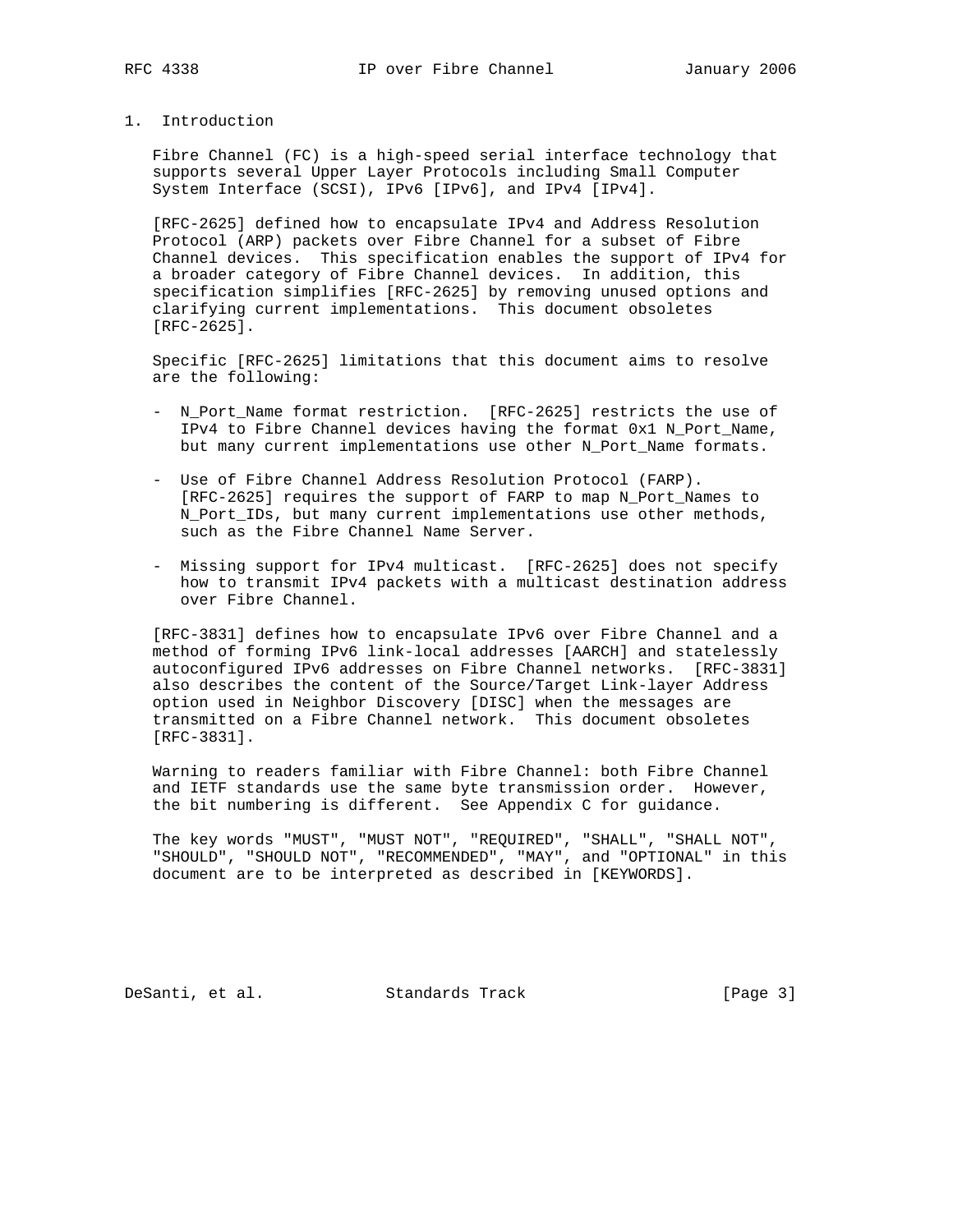## 1. Introduction

Fibre Channel (FC) is a high-speed serial interface technology that supports several Upper Layer Protocols including Small Computer System Interface (SCSI), IPv6 [IPv6], and IPv4 [IPv4].

[RFC-2625] defined how to encapsulate IPv4 and Address Resolution Protocol (ARP) packets over Fibre Channel for a subset of Fibre Channel devices. This specification enables the support of IPv4 for a broader category of Fibre Channel devices. In addition, this specification simplifies [RFC-2625] by removing unused options and clarifying current implementations. This document obsoletes [RFC-2625].

Specific [RFC-2625] limitations that this document aims to resolve are the following:

- N_Port_Name format restriction. [RFC-2625] restricts the use of IPv4 to Fibre Channel devices having the format 0x1 N_Port_Name, but many current implementations use other N_Port_Name formats.

- Use of Fibre Channel Address Resolution Protocol (FARP). [RFC-2625] requires the support of FARP to map N_Port_Names to N_Port_IDs, but many current implementations use other methods, such as the Fibre Channel Name Server.

- Missing support for IPv4 multicast. [RFC-2625] does not specify how to transmit IPv4 packets with a multicast destination address over Fibre Channel.

[RFC-3831] defines how to encapsulate IPv6 over Fibre Channel and a method of forming IPv6 link-local addresses [AARCH] and statelessly autoconfigured IPv6 addresses on Fibre Channel networks. [RFC-3831] also describes the content of the Source/Target Link-layer Address option used in Neighbor Discovery [DISC] when the messages are transmitted on a Fibre Channel network. This document obsoletes [RFC-3831].

Warning to readers familiar with Fibre Channel: both Fibre Channel and IETF standards use the same byte transmission order. However, the bit numbering is different. See Appendix C for guidance.

The key words "MUST", "MUST NOT", "REQUIRED", "SHALL", "SHALL NOT", "SHOULD", "SHOULD NOT", "RECOMMENDED", "MAY", and "OPTIONAL" in this document are to be interpreted as described in [KEYWORDS].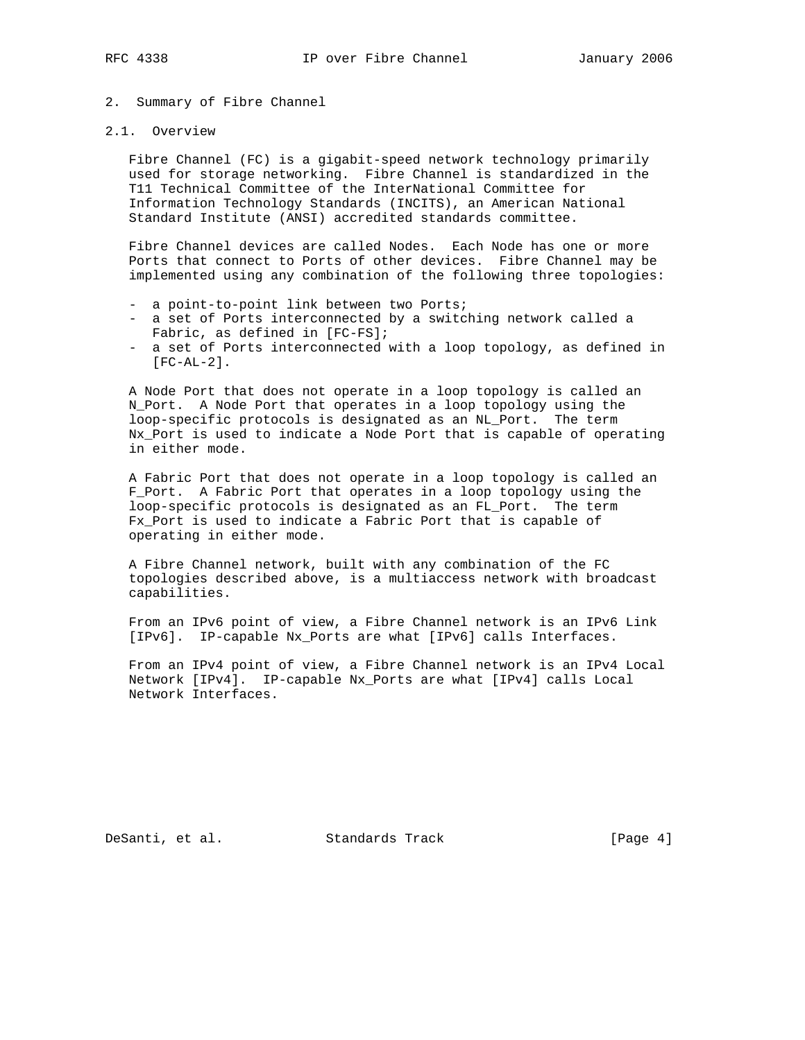## 2. Summary of Fibre Channel

### 2.1. Overview

Fibre Channel (FC) is a gigabit-speed network technology primarily used for storage networking. Fibre Channel is standardized in the T11 Technical Committee of the InterNational Committee for Information Technology Standards (INCITS), an American National Standard Institute (ANSI) accredited standards committee.

Fibre Channel devices are called Nodes. Each Node has one or more Ports that connect to Ports of other devices. Fibre Channel may be implemented using any combination of the following three topologies:

- a point-to-point link between two Ports;
- a set of Ports interconnected by a switching network called a Fabric, as defined in [FC-FS];
- a set of Ports interconnected with a loop topology, as defined in [FC-AL-2].

A Node Port that does not operate in a loop topology is called an N_Port. A Node Port that operates in a loop topology using the loop-specific protocols is designated as an NL_Port. The term Nx_Port is used to indicate a Node Port that is capable of operating in either mode.

A Fabric Port that does not operate in a loop topology is called an F_Port. A Fabric Port that operates in a loop topology using the loop-specific protocols is designated as an FL_Port. The term Fx_Port is used to indicate a Fabric Port that is capable of operating in either mode.

A Fibre Channel network, built with any combination of the FC topologies described above, is a multiaccess network with broadcast capabilities.

From an IPv6 point of view, a Fibre Channel network is an IPv6 Link [IPv6]. IP-capable Nx_Ports are what [IPv6] calls Interfaces.

From an IPv4 point of view, a Fibre Channel network is an IPv4 Local Network [IPv4]. IP-capable Nx_Ports are what [IPv4] calls Local Network Interfaces.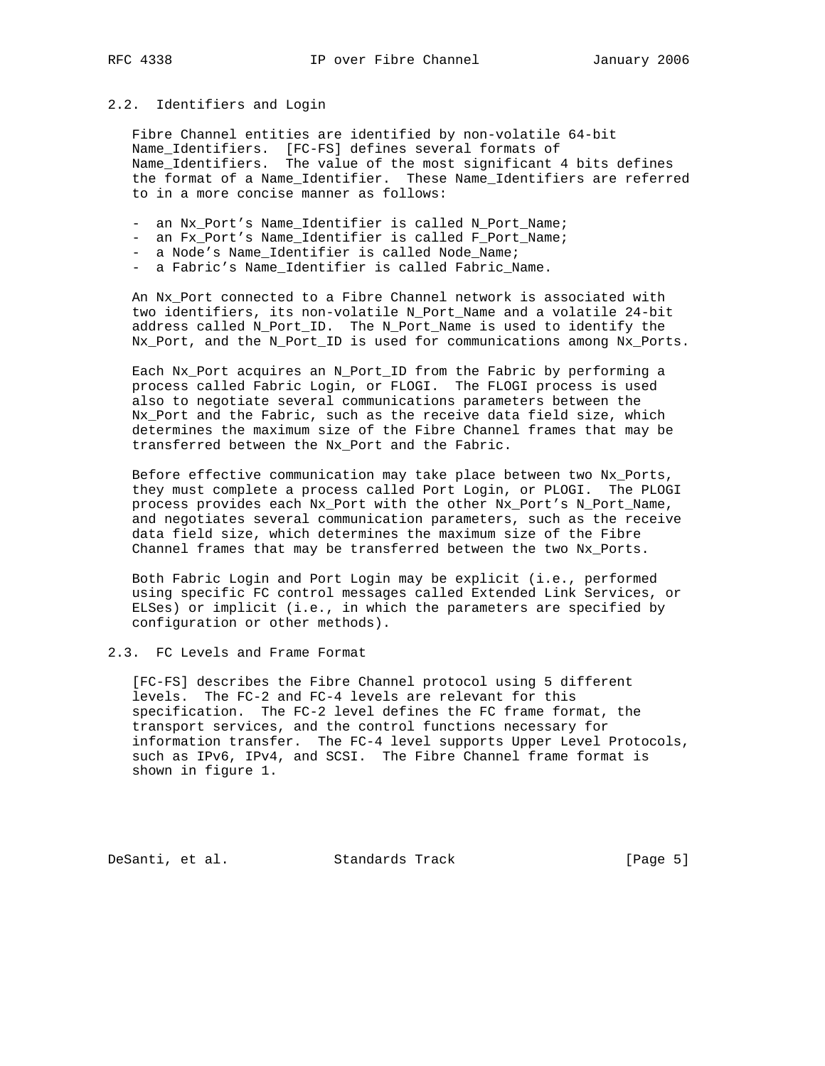### 2.2. Identifiers and Login

Fibre Channel entities are identified by non-volatile 64-bit Name_Identifiers. [FC-FS] defines several formats of Name_Identifiers. The value of the most significant 4 bits defines the format of a Name_Identifier. These Name_Identifiers are referred to in a more concise manner as follows:

- an Nx_Port's Name_Identifier is called N_Port_Name;
- an Fx_Port's Name_Identifier is called F_Port_Name;
- a Node's Name_Identifier is called Node_Name;
- a Fabric's Name_Identifier is called Fabric_Name.

An Nx_Port connected to a Fibre Channel network is associated with two identifiers, its non-volatile N_Port_Name and a volatile 24-bit address called N_Port_ID. The N_Port_Name is used to identify the Nx_Port, and the N_Port_ID is used for communications among Nx_Ports.

Each Nx_Port acquires an N_Port_ID from the Fabric by performing a process called Fabric Login, or FLOGI. The FLOGI process is used also to negotiate several communications parameters between the Nx_Port and the Fabric, such as the receive data field size, which determines the maximum size of the Fibre Channel frames that may be transferred between the Nx_Port and the Fabric.

Before effective communication may take place between two Nx_Ports, they must complete a process called Port Login, or PLOGI. The PLOGI process provides each Nx_Port with the other Nx_Port's N_Port_Name, and negotiates several communication parameters, such as the receive data field size, which determines the maximum size of the Fibre Channel frames that may be transferred between the two Nx_Ports.

Both Fabric Login and Port Login may be explicit (i.e., performed using specific FC control messages called Extended Link Services, or ELSes) or implicit (i.e., in which the parameters are specified by configuration or other methods).

### 2.3. FC Levels and Frame Format

[FC-FS] describes the Fibre Channel protocol using 5 different levels. The FC-2 and FC-4 levels are relevant for this specification. The FC-2 level defines the FC frame format, the transport services, and the control functions necessary for information transfer. The FC-4 level supports Upper Level Protocols, such as IPv6, IPv4, and SCSI. The Fibre Channel frame format is shown in figure 1.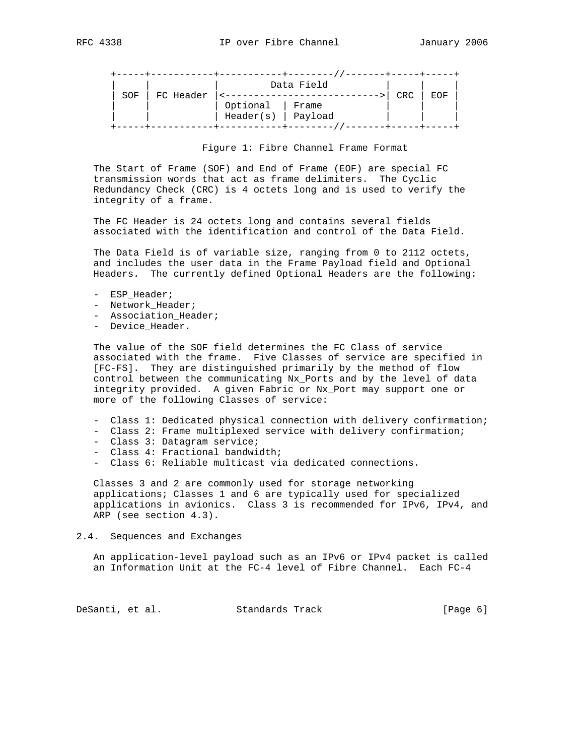```
+-----+-----------+-----------+--------//-------+-----+-----+
|     |           |         Data Field          |     |     |
| SOF | FC Header |<--------------------------->| CRC | EOF |
|     |           | Optional  | Frame           |     |     |
|     |           | Header(s) | Payload         |     |     |
+-----+-----------+-----------+--------//-------+-----+-----+
```

Figure 1: Fibre Channel Frame Format

The Start of Frame (SOF) and End of Frame (EOF) are special FC transmission words that act as frame delimiters. The Cyclic Redundancy Check (CRC) is 4 octets long and is used to verify the integrity of a frame.

The FC Header is 24 octets long and contains several fields associated with the identification and control of the Data Field.

The Data Field is of variable size, ranging from 0 to 2112 octets, and includes the user data in the Frame Payload field and Optional Headers. The currently defined Optional Headers are the following:

- ESP_Header;
- Network_Header;
- Association_Header;
- Device_Header.

The value of the SOF field determines the FC Class of service associated with the frame. Five Classes of service are specified in [FC-FS]. They are distinguished primarily by the method of flow control between the communicating Nx_Ports and by the level of data integrity provided. A given Fabric or Nx_Port may support one or more of the following Classes of service:

- Class 1: Dedicated physical connection with delivery confirmation;
- Class 2: Frame multiplexed service with delivery confirmation;
- Class 3: Datagram service;
- Class 4: Fractional bandwidth;
- Class 6: Reliable multicast via dedicated connections.

Classes 3 and 2 are commonly used for storage networking applications; Classes 1 and 6 are typically used for specialized applications in avionics. Class 3 is recommended for IPv6, IPv4, and ARP (see section 4.3).

## 2.4. Sequences and Exchanges

An application-level payload such as an IPv6 or IPv4 packet is called an Information Unit at the FC-4 level of Fibre Channel. Each FC-4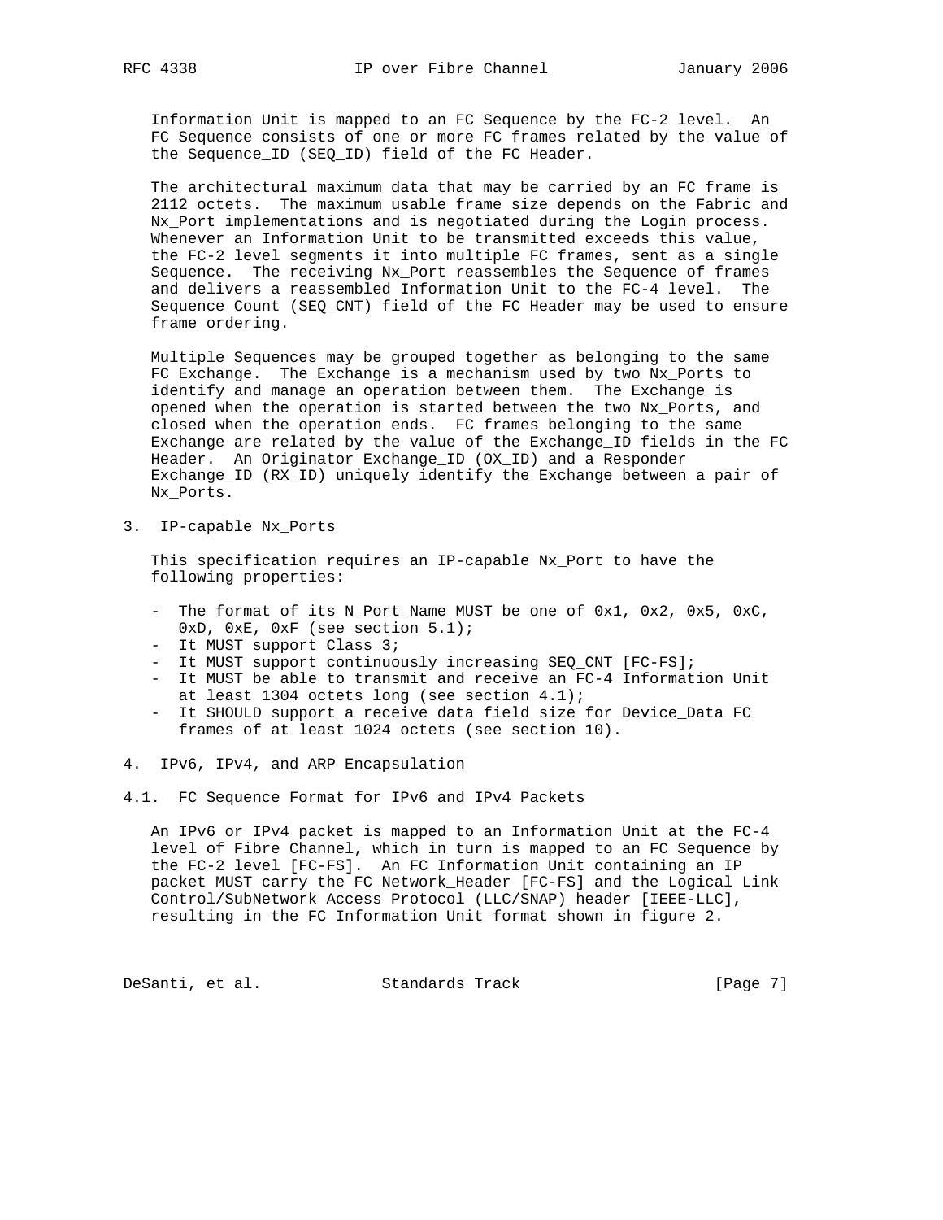Information Unit is mapped to an FC Sequence by the FC-2 level. An FC Sequence consists of one or more FC frames related by the value of the Sequence_ID (SEQ_ID) field of the FC Header.

The architectural maximum data that may be carried by an FC frame is 2112 octets. The maximum usable frame size depends on the Fabric and Nx_Port implementations and is negotiated during the Login process. Whenever an Information Unit to be transmitted exceeds this value, the FC-2 level segments it into multiple FC frames, sent as a single Sequence. The receiving Nx_Port reassembles the Sequence of frames and delivers a reassembled Information Unit to the FC-4 level. The Sequence Count (SEQ_CNT) field of the FC Header may be used to ensure frame ordering.

Multiple Sequences may be grouped together as belonging to the same FC Exchange. The Exchange is a mechanism used by two Nx_Ports to identify and manage an operation between them. The Exchange is opened when the operation is started between the two Nx_Ports, and closed when the operation ends. FC frames belonging to the same Exchange are related by the value of the Exchange_ID fields in the FC Header. An Originator Exchange_ID (OX_ID) and a Responder Exchange_ID (RX_ID) uniquely identify the Exchange between a pair of Nx_Ports.

## 3. IP-capable Nx_Ports

This specification requires an IP-capable Nx_Port to have the following properties:

- The format of its N_Port_Name MUST be one of 0x1, 0x2, 0x5, 0xC, 0xD, 0xE, 0xF (see section 5.1);
- It MUST support Class 3;
- It MUST support continuously increasing SEQ_CNT [FC-FS];
- It MUST be able to transmit and receive an FC-4 Information Unit at least 1304 octets long (see section 4.1);
- It SHOULD support a receive data field size for Device_Data FC frames of at least 1024 octets (see section 10).

## 4. IPv6, IPv4, and ARP Encapsulation

### 4.1. FC Sequence Format for IPv6 and IPv4 Packets

An IPv6 or IPv4 packet is mapped to an Information Unit at the FC-4 level of Fibre Channel, which in turn is mapped to an FC Sequence by the FC-2 level [FC-FS]. An FC Information Unit containing an IP packet MUST carry the FC Network_Header [FC-FS] and the Logical Link Control/SubNetwork Access Protocol (LLC/SNAP) header [IEEE-LLC], resulting in the FC Information Unit format shown in figure 2.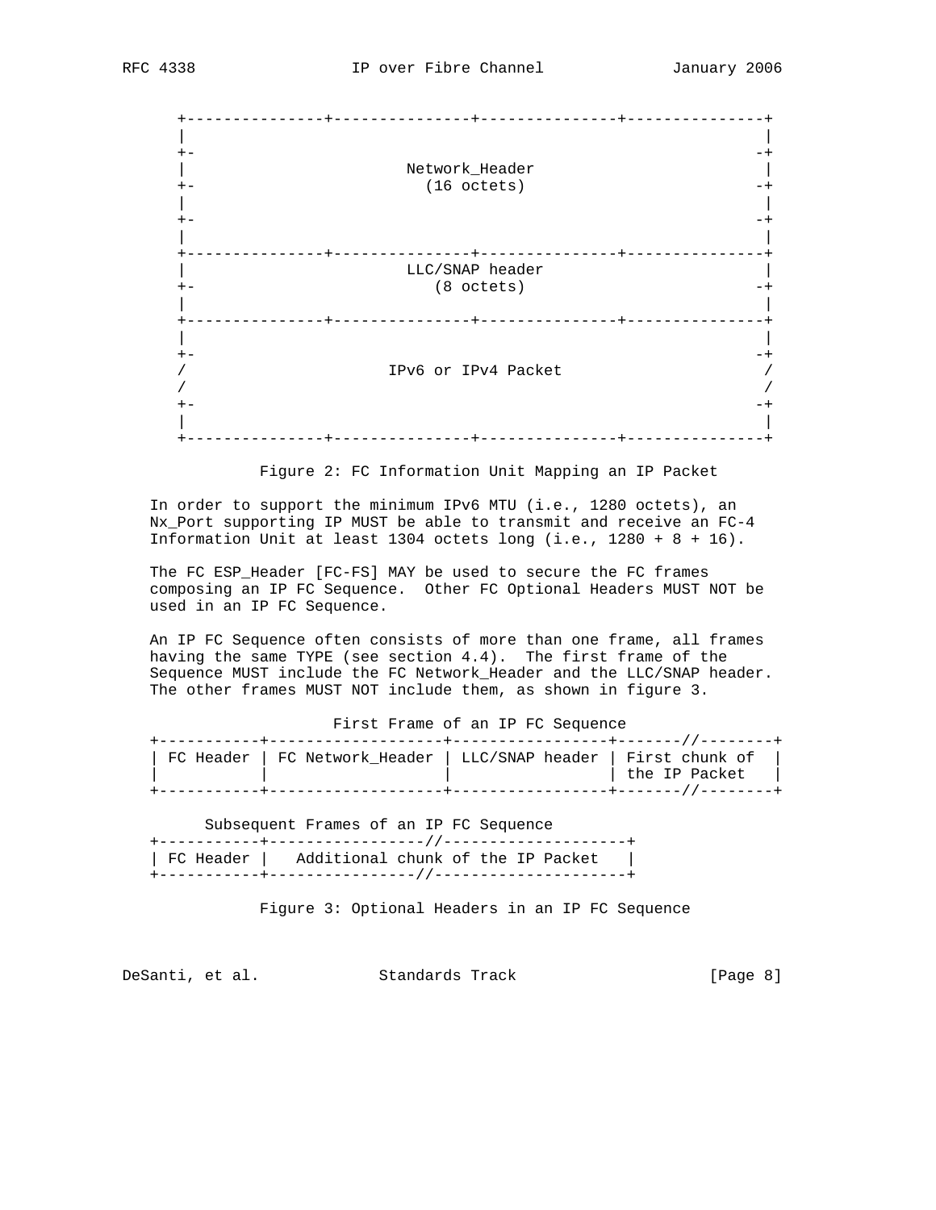```
    +---------------+---------------+---------------+---------------+
    |                                                               |
    +-                                                             -+
    |                         Network_Header                        |
    +-                          (16 octets)                        -+
    |                                                               |
    +-                                                             -+
    |                                                               |
    +---------------+---------------+---------------+---------------+
    |                         LLC/SNAP header                       |
    +-                          (8 octets)                         -+
    |                                                               |
    +---------------+---------------+---------------+---------------+
    |                                                               |
    +-                                                             -+
    /                       IPv6 or IPv4 Packet                     /
    /                                                               /
    +-                                                             -+
    |                                                               |
    +---------------+---------------+---------------+---------------+
```

Figure 2: FC Information Unit Mapping an IP Packet

In order to support the minimum IPv6 MTU (i.e., 1280 octets), an Nx_Port supporting IP MUST be able to transmit and receive an FC-4 Information Unit at least 1304 octets long (i.e., 1280 + 8 + 16).

The FC ESP_Header [FC-FS] MAY be used to secure the FC frames composing an IP FC Sequence. Other FC Optional Headers MUST NOT be used in an IP FC Sequence.

An IP FC Sequence often consists of more than one frame, all frames having the same TYPE (see section 4.4). The first frame of the Sequence MUST include the FC Network_Header and the LLC/SNAP header. The other frames MUST NOT include them, as shown in figure 3.

```
                     First Frame of an IP FC Sequence
   +-----------+-------------------+-----------------+-------//--------+
   | FC Header | FC Network_Header | LLC/SNAP header | First chunk of  |
   |           |                   |                 | the IP Packet   |
   +-----------+-------------------+-----------------+-------//--------+

         Subsequent Frames of an IP FC Sequence
   +-----------+-----------------//--------------------+
   | FC Header |   Additional chunk of the IP Packet   |
   +-----------+----------------//---------------------+
```

Figure 3: Optional Headers in an IP FC Sequence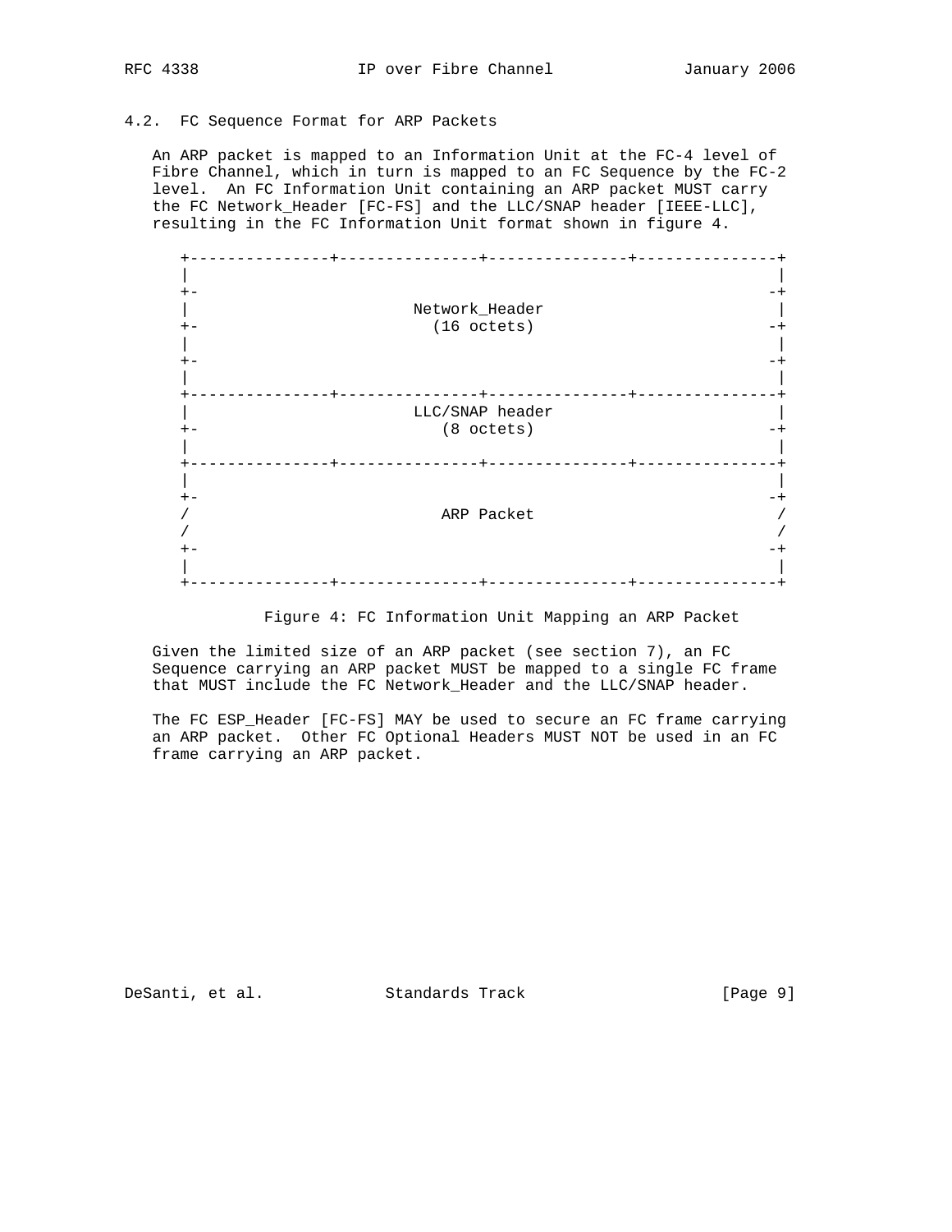### 4.2. FC Sequence Format for ARP Packets

An ARP packet is mapped to an Information Unit at the FC-4 level of Fibre Channel, which in turn is mapped to an FC Sequence by the FC-2 level. An FC Information Unit containing an ARP packet MUST carry the FC Network_Header [FC-FS] and the LLC/SNAP header [IEEE-LLC], resulting in the FC Information Unit format shown in figure 4.

```
+---------------+---------------+---------------+---------------+
|                                                               |
+-                                                             -+
|                         Network_Header                        |
+-                         (16 octets)                         -+
|                                                               |
+-                                                             -+
|                                                               |
+---------------+---------------+---------------+---------------+
|                        LLC/SNAP header                        |
+-                         (8 octets)                          -+
|                                                               |
+---------------+---------------+---------------+---------------+
|                                                               |
+-                                                             -+
/                           ARP Packet                          /
/                                                               /
+-                                                             -+
|                                                               |
+---------------+---------------+---------------+---------------+
```

Figure 4: FC Information Unit Mapping an ARP Packet

Given the limited size of an ARP packet (see section 7), an FC Sequence carrying an ARP packet MUST be mapped to a single FC frame that MUST include the FC Network_Header and the LLC/SNAP header.

The FC ESP_Header [FC-FS] MAY be used to secure an FC frame carrying an ARP packet. Other FC Optional Headers MUST NOT be used in an FC frame carrying an ARP packet.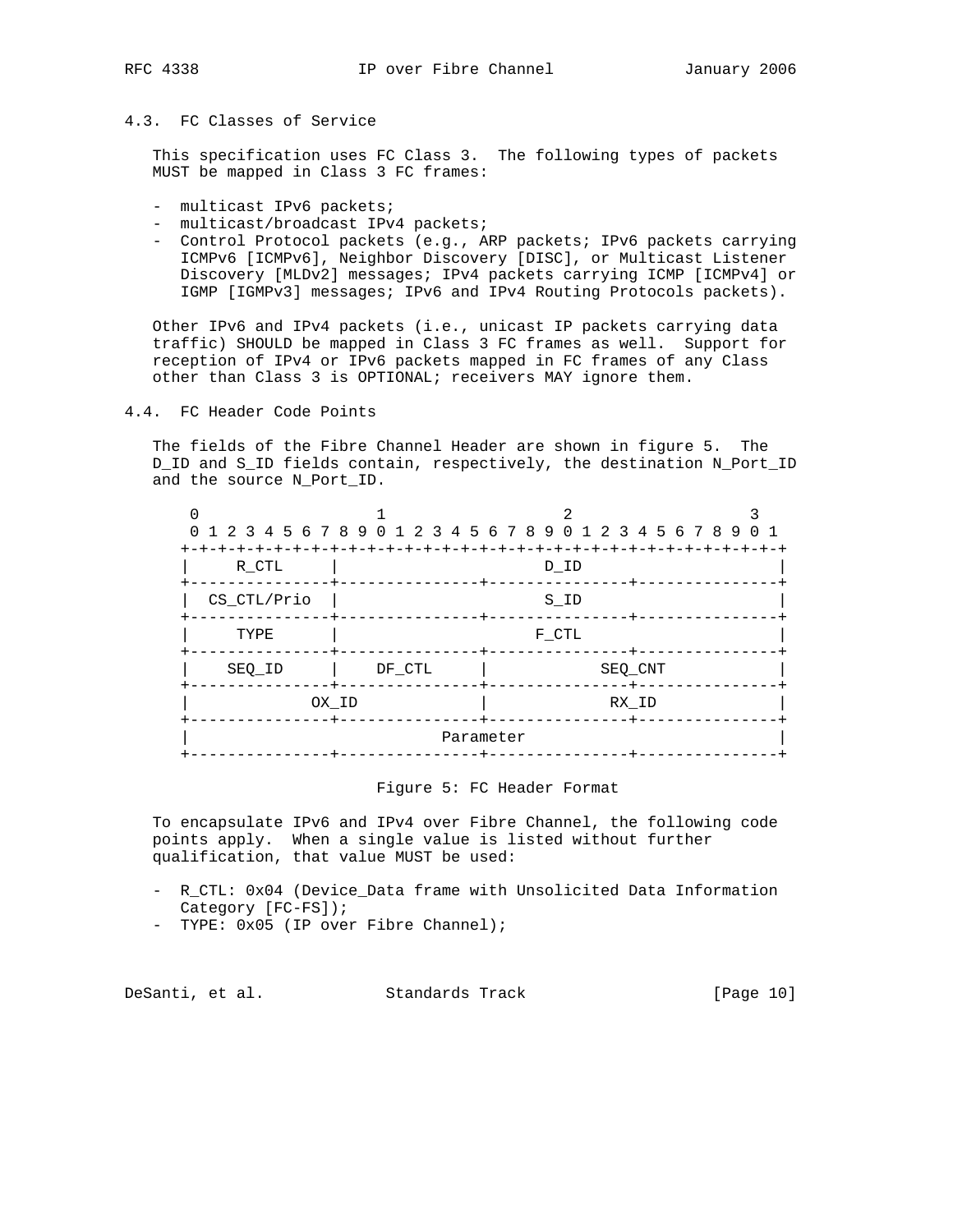### 4.3. FC Classes of Service

This specification uses FC Class 3. The following types of packets MUST be mapped in Class 3 FC frames:

- multicast IPv6 packets;
- multicast/broadcast IPv4 packets;
- Control Protocol packets (e.g., ARP packets; IPv6 packets carrying ICMPv6 [ICMPv6], Neighbor Discovery [DISC], or Multicast Listener Discovery [MLDv2] messages; IPv4 packets carrying ICMP [ICMPv4] or IGMP [IGMPv3] messages; IPv6 and IPv4 Routing Protocols packets).

Other IPv6 and IPv4 packets (i.e., unicast IP packets carrying data traffic) SHOULD be mapped in Class 3 FC frames as well. Support for reception of IPv4 or IPv6 packets mapped in FC frames of any Class other than Class 3 is OPTIONAL; receivers MAY ignore them.

### 4.4. FC Header Code Points

The fields of the Fibre Channel Header are shown in figure 5. The D_ID and S_ID fields contain, respectively, the destination N_Port_ID and the source N_Port_ID.

```
 0                   1                   2                   3
 0 1 2 3 4 5 6 7 8 9 0 1 2 3 4 5 6 7 8 9 0 1 2 3 4 5 6 7 8 9 0 1
+-+-+-+-+-+-+-+-+-+-+-+-+-+-+-+-+-+-+-+-+-+-+-+-+-+-+-+-+-+-+-+-+
|     R_CTL     |                     D_ID                      |
+---------------+---------------+---------------+---------------+
|  CS_CTL/Prio  |                     S_ID                      |
+---------------+---------------+---------------+---------------+
|     TYPE      |                     F_CTL                     |
+---------------+---------------+---------------+---------------+
|    SEQ_ID     |    DF_CTL     |            SEQ_CNT            |
+---------------+---------------+---------------+---------------+
|             OX_ID             |             RX_ID             |
+---------------+---------------+---------------+---------------+
|                           Parameter                           |
+---------------+---------------+---------------+---------------+
```

Figure 5: FC Header Format

To encapsulate IPv6 and IPv4 over Fibre Channel, the following code points apply. When a single value is listed without further qualification, that value MUST be used:

- R_CTL: 0x04 (Device_Data frame with Unsolicited Data Information Category [FC-FS]);
- TYPE: 0x05 (IP over Fibre Channel);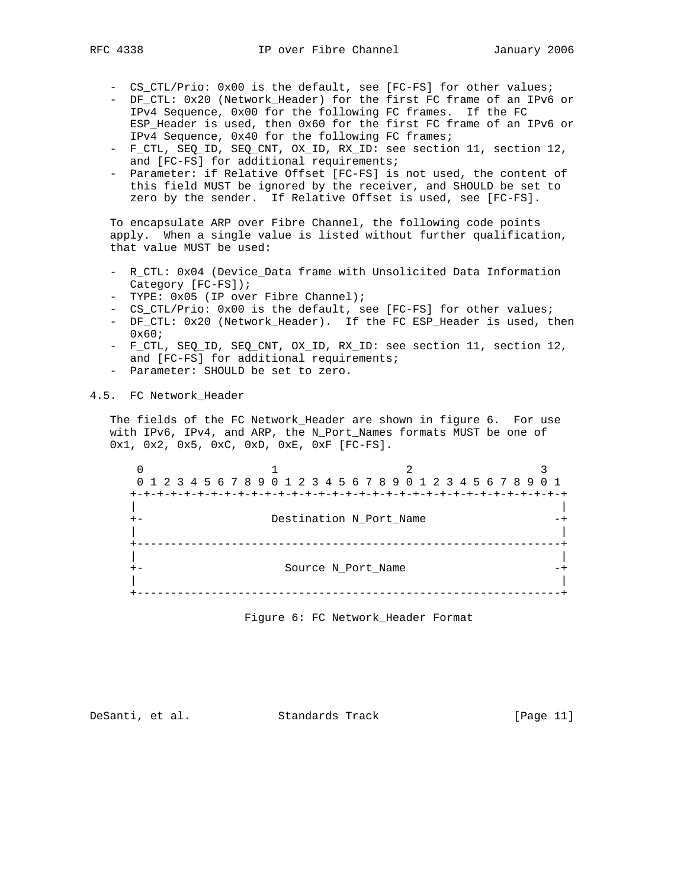- CS_CTL/Prio: 0x00 is the default, see [FC-FS] for other values;
- DF_CTL: 0x20 (Network_Header) for the first FC frame of an IPv6 or IPv4 Sequence, 0x00 for the following FC frames. If the FC ESP_Header is used, then 0x60 for the first FC frame of an IPv6 or IPv4 Sequence, 0x40 for the following FC frames;
- F_CTL, SEQ_ID, SEQ_CNT, OX_ID, RX_ID: see section 11, section 12, and [FC-FS] for additional requirements;
- Parameter: if Relative Offset [FC-FS] is not used, the content of this field MUST be ignored by the receiver, and SHOULD be set to zero by the sender. If Relative Offset is used, see [FC-FS].

To encapsulate ARP over Fibre Channel, the following code points apply. When a single value is listed without further qualification, that value MUST be used:

- R_CTL: 0x04 (Device_Data frame with Unsolicited Data Information Category [FC-FS]);
- TYPE: 0x05 (IP over Fibre Channel);
- CS_CTL/Prio: 0x00 is the default, see [FC-FS] for other values;
- DF_CTL: 0x20 (Network_Header). If the FC ESP_Header is used, then 0x60;
- F_CTL, SEQ_ID, SEQ_CNT, OX_ID, RX_ID: see section 11, section 12, and [FC-FS] for additional requirements;
- Parameter: SHOULD be set to zero.

## 4.5. FC Network_Header

The fields of the FC Network_Header are shown in figure 6. For use with IPv6, IPv4, and ARP, the N_Port_Names formats MUST be one of 0x1, 0x2, 0x5, 0xC, 0xD, 0xE, 0xF [FC-FS].

```
 0                   1                   2                   3
 0 1 2 3 4 5 6 7 8 9 0 1 2 3 4 5 6 7 8 9 0 1 2 3 4 5 6 7 8 9 0 1
+-+-+-+-+-+-+-+-+-+-+-+-+-+-+-+-+-+-+-+-+-+-+-+-+-+-+-+-+-+-+-+-+
|                                                               |
+-                  Destination N_Port_Name                    -+
|                                                               |
+---------------------------------------------------------------+
|                                                               |
+-                    Source N_Port_Name                       -+
|                                                               |
+---------------------------------------------------------------+
```

Figure 6: FC Network_Header Format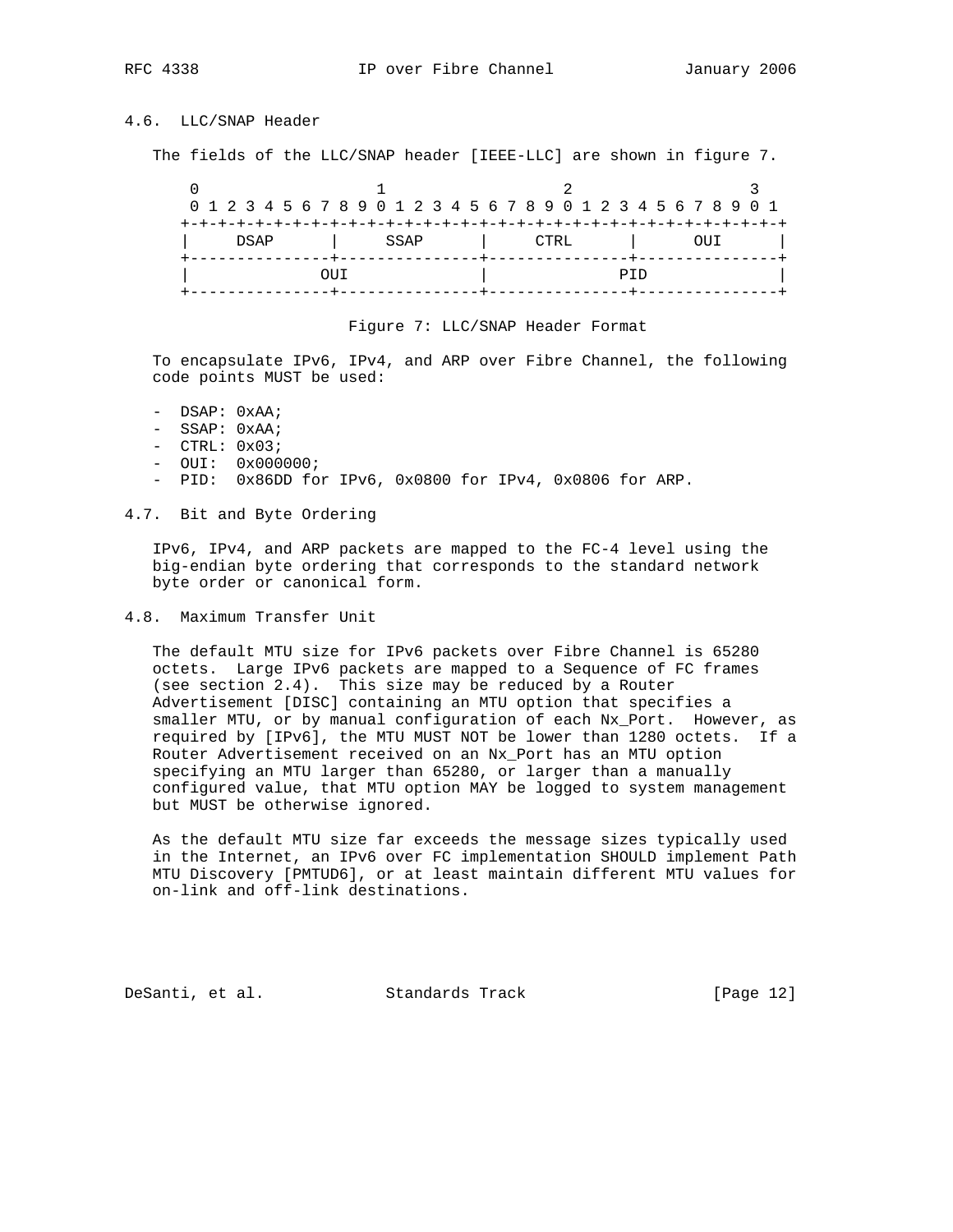### 4.6. LLC/SNAP Header

The fields of the LLC/SNAP header [IEEE-LLC] are shown in figure 7.

```
 0                   1                   2                   3
 0 1 2 3 4 5 6 7 8 9 0 1 2 3 4 5 6 7 8 9 0 1 2 3 4 5 6 7 8 9 0 1
+-+-+-+-+-+-+-+-+-+-+-+-+-+-+-+-+-+-+-+-+-+-+-+-+-+-+-+-+-+-+-+-+
|     DSAP      |     SSAP      |     CTRL      |      OUI      |
+---------------+---------------+---------------+---------------+
|              OUI              |              PID              |
+---------------+---------------+---------------+---------------+
```

Figure 7: LLC/SNAP Header Format

To encapsulate IPv6, IPv4, and ARP over Fibre Channel, the following code points MUST be used:

- DSAP: 0xAA;
- SSAP: 0xAA;
- CTRL: 0x03;
- OUI: 0x000000;
- PID: 0x86DD for IPv6, 0x0800 for IPv4, 0x0806 for ARP.

### 4.7. Bit and Byte Ordering

IPv6, IPv4, and ARP packets are mapped to the FC-4 level using the big-endian byte ordering that corresponds to the standard network byte order or canonical form.

### 4.8. Maximum Transfer Unit

The default MTU size for IPv6 packets over Fibre Channel is 65280 octets. Large IPv6 packets are mapped to a Sequence of FC frames (see section 2.4). This size may be reduced by a Router Advertisement [DISC] containing an MTU option that specifies a smaller MTU, or by manual configuration of each Nx_Port. However, as required by [IPv6], the MTU MUST NOT be lower than 1280 octets. If a Router Advertisement received on an Nx_Port has an MTU option specifying an MTU larger than 65280, or larger than a manually configured value, that MTU option MAY be logged to system management but MUST be otherwise ignored.

As the default MTU size far exceeds the message sizes typically used in the Internet, an IPv6 over FC implementation SHOULD implement Path MTU Discovery [PMTUD6], or at least maintain different MTU values for on-link and off-link destinations.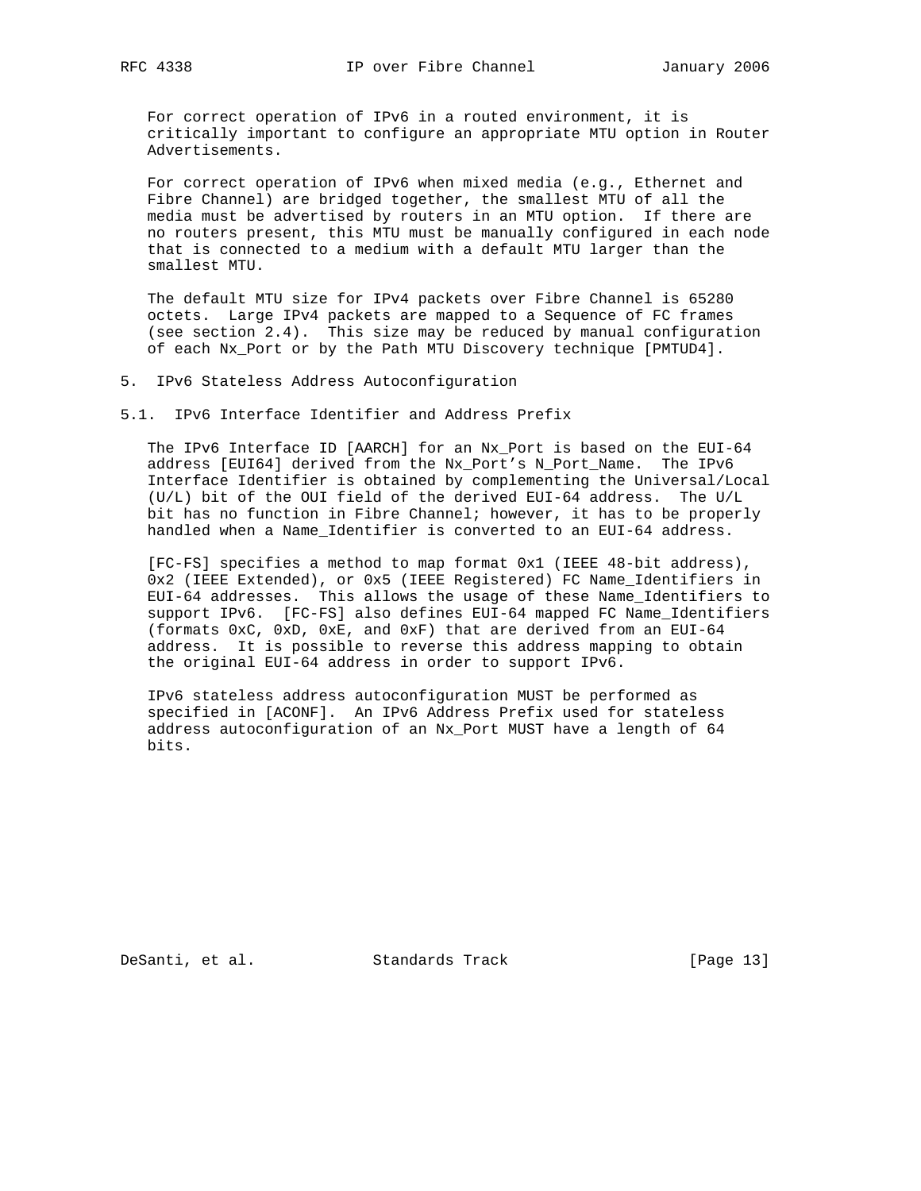For correct operation of IPv6 in a routed environment, it is critically important to configure an appropriate MTU option in Router Advertisements.

For correct operation of IPv6 when mixed media (e.g., Ethernet and Fibre Channel) are bridged together, the smallest MTU of all the media must be advertised by routers in an MTU option. If there are no routers present, this MTU must be manually configured in each node that is connected to a medium with a default MTU larger than the smallest MTU.

The default MTU size for IPv4 packets over Fibre Channel is 65280 octets. Large IPv4 packets are mapped to a Sequence of FC frames (see section 2.4). This size may be reduced by manual configuration of each Nx_Port or by the Path MTU Discovery technique [PMTUD4].

## 5. IPv6 Stateless Address Autoconfiguration

### 5.1. IPv6 Interface Identifier and Address Prefix

The IPv6 Interface ID [AARCH] for an Nx_Port is based on the EUI-64 address [EUI64] derived from the Nx_Port's N_Port_Name. The IPv6 Interface Identifier is obtained by complementing the Universal/Local (U/L) bit of the OUI field of the derived EUI-64 address. The U/L bit has no function in Fibre Channel; however, it has to be properly handled when a Name_Identifier is converted to an EUI-64 address.

[FC-FS] specifies a method to map format 0x1 (IEEE 48-bit address), 0x2 (IEEE Extended), or 0x5 (IEEE Registered) FC Name_Identifiers in EUI-64 addresses. This allows the usage of these Name_Identifiers to support IPv6. [FC-FS] also defines EUI-64 mapped FC Name_Identifiers (formats 0xC, 0xD, 0xE, and 0xF) that are derived from an EUI-64 address. It is possible to reverse this address mapping to obtain the original EUI-64 address in order to support IPv6.

IPv6 stateless address autoconfiguration MUST be performed as specified in [ACONF]. An IPv6 Address Prefix used for stateless address autoconfiguration of an Nx_Port MUST have a length of 64 bits.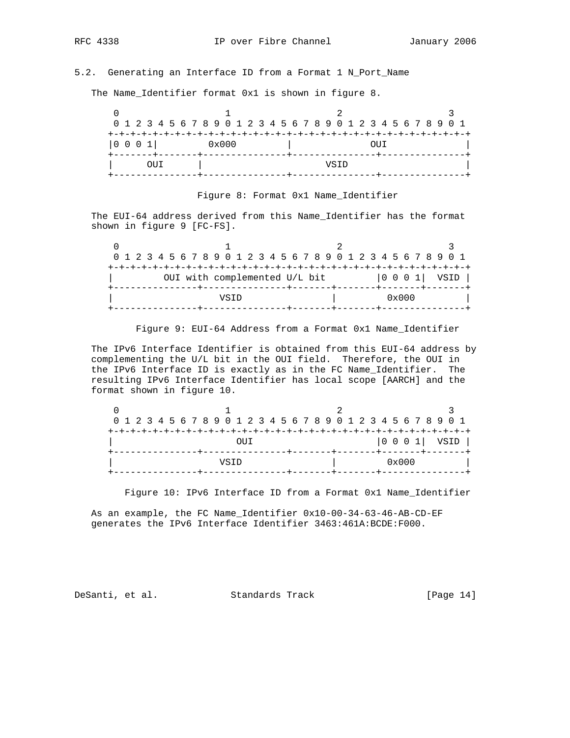### 5.2. Generating an Interface ID from a Format 1 N_Port_Name

The Name_Identifier format 0x1 is shown in figure 8.

```
 0                   1                   2                   3
 0 1 2 3 4 5 6 7 8 9 0 1 2 3 4 5 6 7 8 9 0 1 2 3 4 5 6 7 8 9 0 1
+-+-+-+-+-+-+-+-+-+-+-+-+-+-+-+-+-+-+-+-+-+-+-+-+-+-+-+-+-+-+-+-+
|0 0 0 1|         0x000         |              OUI              |
+-------+-------+---------------+---------------+---------------+
|      OUI      |                     VSID                      |
+---------------+---------------+---------------+---------------+
```

Figure 8: Format 0x1 Name_Identifier

The EUI-64 address derived from this Name_Identifier has the format shown in figure 9 [FC-FS].

```
 0                   1                   2                   3
 0 1 2 3 4 5 6 7 8 9 0 1 2 3 4 5 6 7 8 9 0 1 2 3 4 5 6 7 8 9 0 1
+-+-+-+-+-+-+-+-+-+-+-+-+-+-+-+-+-+-+-+-+-+-+-+-+-+-+-+-+-+-+-+-+
|         OUI with complemented U/L bit         |0 0 0 1|  VSID |
+---------------+---------------+-------+-------+-------+-------+
|                 VSID                  |         0x000         |
+---------------+---------------+-------+-------+---------------+
```

Figure 9: EUI-64 Address from a Format 0x1 Name_Identifier

The IPv6 Interface Identifier is obtained from this EUI-64 address by complementing the U/L bit in the OUI field. Therefore, the OUI in the IPv6 Interface ID is exactly as in the FC Name_Identifier. The resulting IPv6 Interface Identifier has local scope [AARCH] and the format shown in figure 10.

```
 0                   1                   2                   3
 0 1 2 3 4 5 6 7 8 9 0 1 2 3 4 5 6 7 8 9 0 1 2 3 4 5 6 7 8 9 0 1
+-+-+-+-+-+-+-+-+-+-+-+-+-+-+-+-+-+-+-+-+-+-+-+-+-+-+-+-+-+-+-+-+
|                      OUI                      |0 0 0 1|  VSID |
+---------------+---------------+-------+-------+-------+-------+
|                 VSID                  |         0x000         |
+---------------+---------------+-------+-------+---------------+
```

Figure 10: IPv6 Interface ID from a Format 0x1 Name_Identifier

As an example, the FC Name_Identifier 0x10-00-34-63-46-AB-CD-EF generates the IPv6 Interface Identifier 3463:461A:BCDE:F000.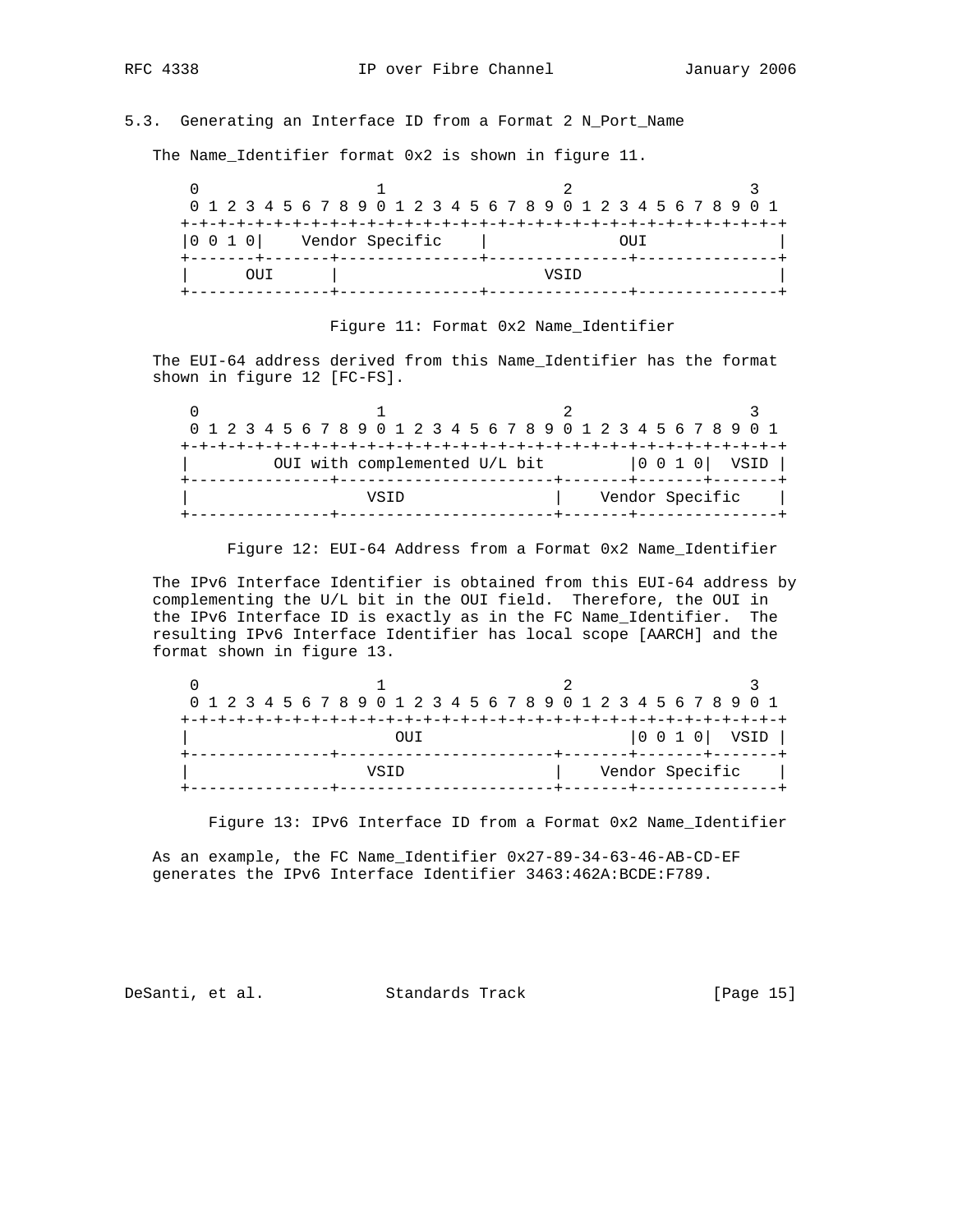## 5.3. Generating an Interface ID from a Format 2 N_Port_Name

The Name_Identifier format 0x2 is shown in figure 11.

```
 0                   1                   2                   3
 0 1 2 3 4 5 6 7 8 9 0 1 2 3 4 5 6 7 8 9 0 1 2 3 4 5 6 7 8 9 0 1
+-+-+-+-+-+-+-+-+-+-+-+-+-+-+-+-+-+-+-+-+-+-+-+-+-+-+-+-+-+-+-+-+
|0 0 1 0|    Vendor Specific    |             OUI               |
+-------+-------+---------------+---------------+---------------+
|      OUI      |                     VSID                      |
+---------------+---------------+---------------+---------------+
```

Figure 11: Format 0x2 Name_Identifier

The EUI-64 address derived from this Name_Identifier has the format shown in figure 12 [FC-FS].

```
 0                   1                   2                   3
 0 1 2 3 4 5 6 7 8 9 0 1 2 3 4 5 6 7 8 9 0 1 2 3 4 5 6 7 8 9 0 1
+-+-+-+-+-+-+-+-+-+-+-+-+-+-+-+-+-+-+-+-+-+-+-+-+-+-+-+-+-+-+-+-+
|         OUI with complemented U/L bit         |0 0 1 0|  VSID |
+---------------+-----------------------+-------+-------+-------+
|                 VSID                  |    Vendor Specific    |
+---------------+-----------------------+-------+---------------+
```

Figure 12: EUI-64 Address from a Format 0x2 Name_Identifier

The IPv6 Interface Identifier is obtained from this EUI-64 address by complementing the U/L bit in the OUI field. Therefore, the OUI in the IPv6 Interface ID is exactly as in the FC Name_Identifier. The resulting IPv6 Interface Identifier has local scope [AARCH] and the format shown in figure 13.

```
 0                   1                   2                   3
 0 1 2 3 4 5 6 7 8 9 0 1 2 3 4 5 6 7 8 9 0 1 2 3 4 5 6 7 8 9 0 1
+-+-+-+-+-+-+-+-+-+-+-+-+-+-+-+-+-+-+-+-+-+-+-+-+-+-+-+-+-+-+-+-+
|                      OUI                      |0 0 1 0|  VSID |
+---------------+-----------------------+-------+-------+-------+
|                 VSID                  |    Vendor Specific    |
+---------------+-----------------------+-------+---------------+
```

Figure 13: IPv6 Interface ID from a Format 0x2 Name_Identifier

As an example, the FC Name_Identifier 0x27-89-34-63-46-AB-CD-EF generates the IPv6 Interface Identifier 3463:462A:BCDE:F789.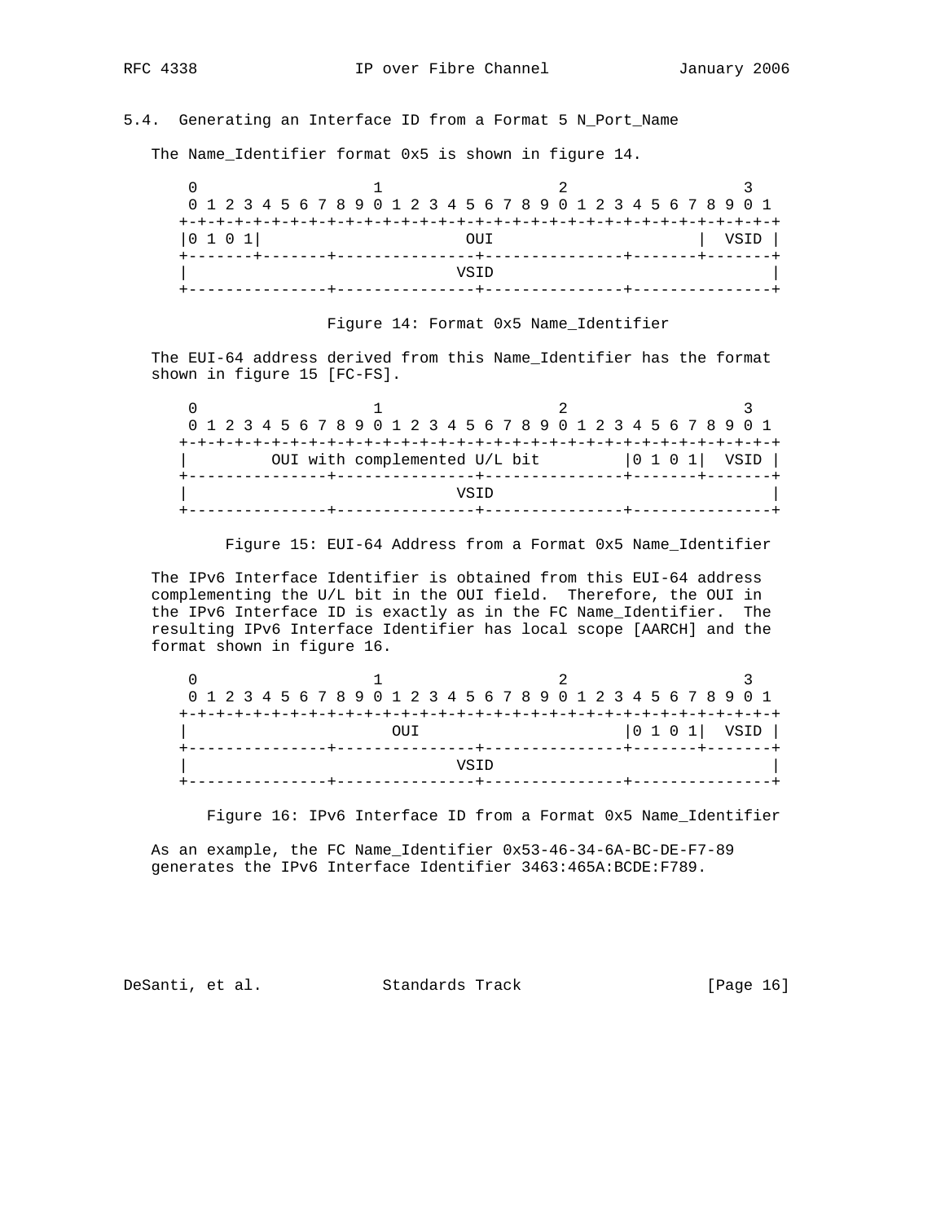### 5.4. Generating an Interface ID from a Format 5 N_Port_Name

The Name_Identifier format 0x5 is shown in figure 14.

```
 0                   1                   2                   3
 0 1 2 3 4 5 6 7 8 9 0 1 2 3 4 5 6 7 8 9 0 1 2 3 4 5 6 7 8 9 0 1
+-+-+-+-+-+-+-+-+-+-+-+-+-+-+-+-+-+-+-+-+-+-+-+-+-+-+-+-+-+-+-+-+
|0 1 0 1|                      OUI                      |  VSID |
+-------+-------+---------------+---------------+-------+-------+
|                              VSID                             |
+---------------+---------------+---------------+---------------+
```

Figure 14: Format 0x5 Name_Identifier

The EUI-64 address derived from this Name_Identifier has the format shown in figure 15 [FC-FS].

```
 0                   1                   2                   3
 0 1 2 3 4 5 6 7 8 9 0 1 2 3 4 5 6 7 8 9 0 1 2 3 4 5 6 7 8 9 0 1
+-+-+-+-+-+-+-+-+-+-+-+-+-+-+-+-+-+-+-+-+-+-+-+-+-+-+-+-+-+-+-+-+
|         OUI with complemented U/L bit         |0 1 0 1|  VSID |
+---------------+---------------+---------------+-------+-------+
|                              VSID                             |
+---------------+---------------+---------------+---------------+
```

Figure 15: EUI-64 Address from a Format 0x5 Name_Identifier

The IPv6 Interface Identifier is obtained from this EUI-64 address complementing the U/L bit in the OUI field. Therefore, the OUI in the IPv6 Interface ID is exactly as in the FC Name_Identifier. The resulting IPv6 Interface Identifier has local scope [AARCH] and the format shown in figure 16.

```
 0                   1                   2                   3
 0 1 2 3 4 5 6 7 8 9 0 1 2 3 4 5 6 7 8 9 0 1 2 3 4 5 6 7 8 9 0 1
+-+-+-+-+-+-+-+-+-+-+-+-+-+-+-+-+-+-+-+-+-+-+-+-+-+-+-+-+-+-+-+-+
|                      OUI                      |0 1 0 1|  VSID |
+---------------+---------------+---------------+-------+-------+
|                              VSID                             |
+---------------+---------------+---------------+---------------+
```

Figure 16: IPv6 Interface ID from a Format 0x5 Name_Identifier

As an example, the FC Name_Identifier 0x53-46-34-6A-BC-DE-F7-89 generates the IPv6 Interface Identifier 3463:465A:BCDE:F789.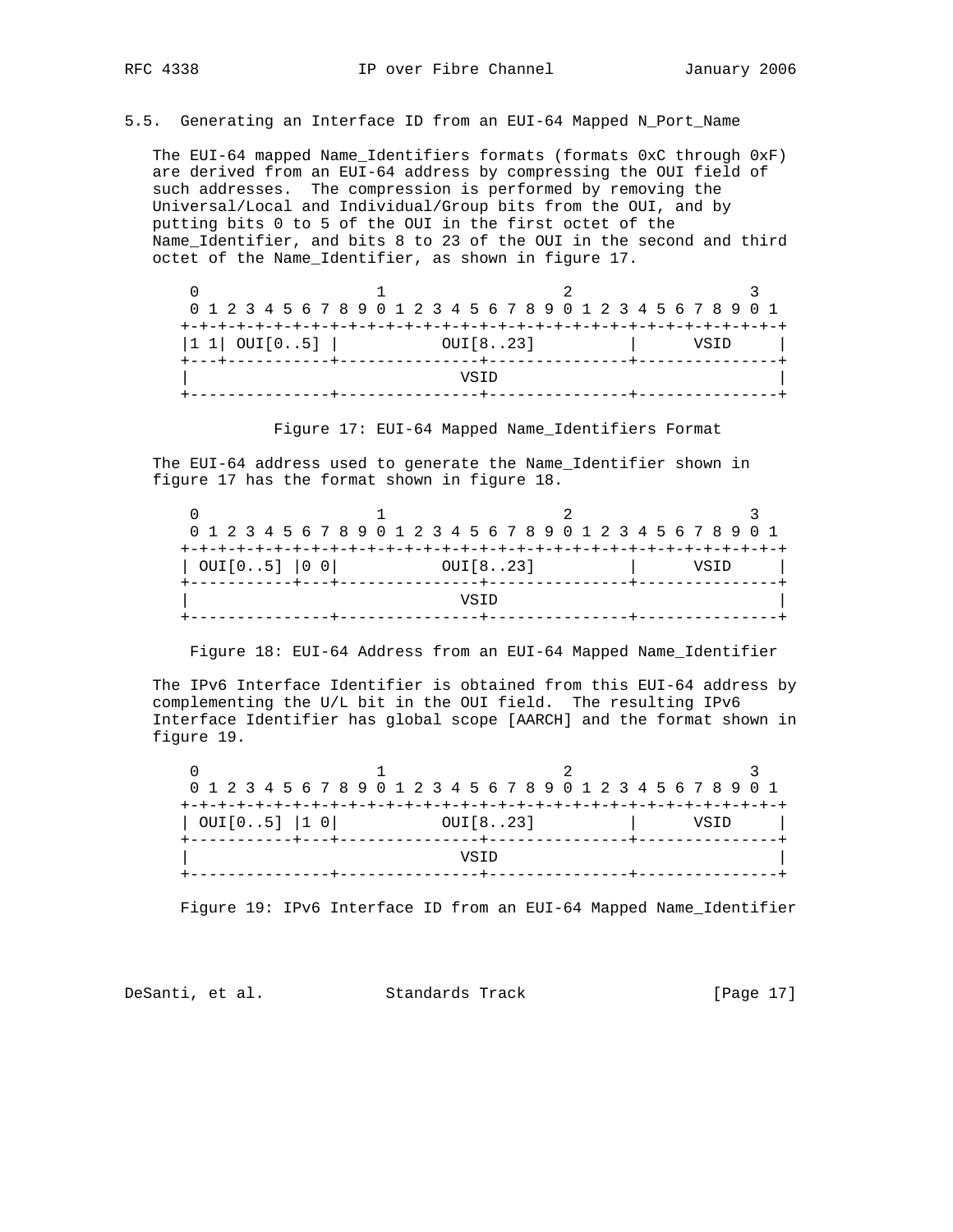## 5.5. Generating an Interface ID from an EUI-64 Mapped N_Port_Name

The EUI-64 mapped Name_Identifiers formats (formats 0xC through 0xF) are derived from an EUI-64 address by compressing the OUI field of such addresses. The compression is performed by removing the Universal/Local and Individual/Group bits from the OUI, and by putting bits 0 to 5 of the OUI in the first octet of the Name_Identifier, and bits 8 to 23 of the OUI in the second and third octet of the Name_Identifier, as shown in figure 17.

```
 0                   1                   2                   3
 0 1 2 3 4 5 6 7 8 9 0 1 2 3 4 5 6 7 8 9 0 1 2 3 4 5 6 7 8 9 0 1
+-+-+-+-+-+-+-+-+-+-+-+-+-+-+-+-+-+-+-+-+-+-+-+-+-+-+-+-+-+-+-+-+
|1 1| OUI[0..5] |          OUI[8..23]           |      VSID     |
+---+-----------+---------------+---------------+---------------+
|                              VSID                             |
+---------------+---------------+---------------+---------------+
```

Figure 17: EUI-64 Mapped Name_Identifiers Format

The EUI-64 address used to generate the Name_Identifier shown in figure 17 has the format shown in figure 18.

```
 0                   1                   2                   3
 0 1 2 3 4 5 6 7 8 9 0 1 2 3 4 5 6 7 8 9 0 1 2 3 4 5 6 7 8 9 0 1
+-+-+-+-+-+-+-+-+-+-+-+-+-+-+-+-+-+-+-+-+-+-+-+-+-+-+-+-+-+-+-+-+
| OUI[0..5] |0 0|          OUI[8..23]           |      VSID     |
+-----------+---+---------------+---------------+---------------+
|                              VSID                             |
+---------------+---------------+---------------+---------------+
```

Figure 18: EUI-64 Address from an EUI-64 Mapped Name_Identifier

The IPv6 Interface Identifier is obtained from this EUI-64 address by complementing the U/L bit in the OUI field. The resulting IPv6 Interface Identifier has global scope [AARCH] and the format shown in figure 19.

```
 0                   1                   2                   3
 0 1 2 3 4 5 6 7 8 9 0 1 2 3 4 5 6 7 8 9 0 1 2 3 4 5 6 7 8 9 0 1
+-+-+-+-+-+-+-+-+-+-+-+-+-+-+-+-+-+-+-+-+-+-+-+-+-+-+-+-+-+-+-+-+
| OUI[0..5] |1 0|          OUI[8..23]           |      VSID     |
+-----------+---+---------------+---------------+---------------+
|                              VSID                             |
+---------------+---------------+---------------+---------------+
```

Figure 19: IPv6 Interface ID from an EUI-64 Mapped Name_Identifier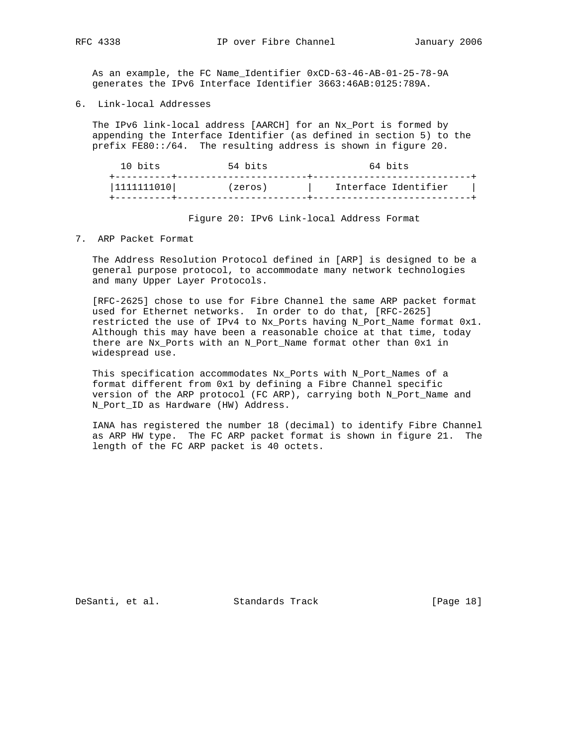As an example, the FC Name_Identifier 0xCD-63-46-AB-01-25-78-9A generates the IPv6 Interface Identifier 3663:46AB:0125:789A.

## 6. Link-local Addresses

The IPv6 link-local address [AARCH] for an Nx_Port is formed by appending the Interface Identifier (as defined in section 5) to the prefix FE80::/64. The resulting address is shown in figure 20.

```
   10 bits            54 bits                  64 bits
 +----------+-----------------------+----------------------------+
 |1111111010|        (zeros)        |    Interface Identifier    |
 +----------+-----------------------+----------------------------+
```

Figure 20: IPv6 Link-local Address Format

## 7. ARP Packet Format

The Address Resolution Protocol defined in [ARP] is designed to be a general purpose protocol, to accommodate many network technologies and many Upper Layer Protocols.

[RFC-2625] chose to use for Fibre Channel the same ARP packet format used for Ethernet networks. In order to do that, [RFC-2625] restricted the use of IPv4 to Nx_Ports having N_Port_Name format 0x1. Although this may have been a reasonable choice at that time, today there are Nx_Ports with an N_Port_Name format other than 0x1 in widespread use.

This specification accommodates Nx_Ports with N_Port_Names of a format different from 0x1 by defining a Fibre Channel specific version of the ARP protocol (FC ARP), carrying both N_Port_Name and N_Port_ID as Hardware (HW) Address.

IANA has registered the number 18 (decimal) to identify Fibre Channel as ARP HW type. The FC ARP packet format is shown in figure 21. The length of the FC ARP packet is 40 octets.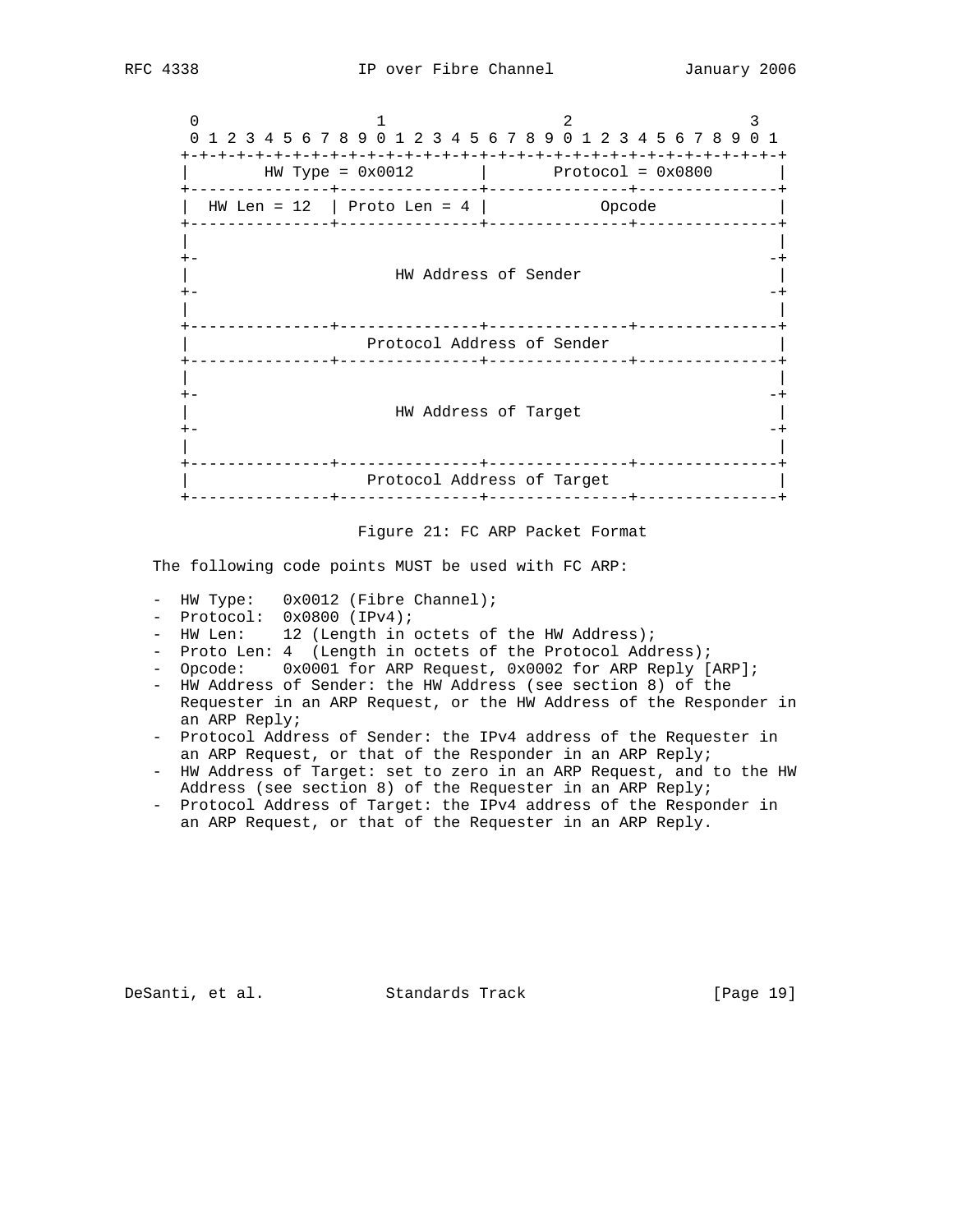```
    0                   1                   2                   3
    0 1 2 3 4 5 6 7 8 9 0 1 2 3 4 5 6 7 8 9 0 1 2 3 4 5 6 7 8 9 0 1
   +-+-+-+-+-+-+-+-+-+-+-+-+-+-+-+-+-+-+-+-+-+-+-+-+-+-+-+-+-+-+-+-+
   |        HW Type = 0x0012       |       Protocol = 0x0800       |
   +---------------+---------------+---------------+---------------+
   |  HW Len = 12  | Proto Len = 4 |            Opcode             |
   +---------------+---------------+---------------+---------------+
   |                                                               |
   +-                                                             -+
   |                     HW Address of Sender                      |
   +-                                                             -+
   |                                                               |
   +---------------+---------------+---------------+---------------+
   |                  Protocol Address of Sender                   |
   +---------------+---------------+---------------+---------------+
   |                                                               |
   +-                                                             -+
   |                     HW Address of Target                      |
   +-                                                             -+
   |                                                               |
   +---------------+---------------+---------------+---------------+
   |                  Protocol Address of Target                   |
   +---------------+---------------+---------------+---------------+
```

Figure 21: FC ARP Packet Format

The following code points MUST be used with FC ARP:

- HW Type:   0x0012 (Fibre Channel);
- Protocol:  0x0800 (IPv4);
- HW Len:    12 (Length in octets of the HW Address);
- Proto Len: 4  (Length in octets of the Protocol Address);
- Opcode:    0x0001 for ARP Request, 0x0002 for ARP Reply [ARP];
- HW Address of Sender: the HW Address (see section 8) of the Requester in an ARP Request, or the HW Address of the Responder in an ARP Reply;
- Protocol Address of Sender: the IPv4 address of the Requester in an ARP Request, or that of the Responder in an ARP Reply;
- HW Address of Target: set to zero in an ARP Request, and to the HW Address (see section 8) of the Requester in an ARP Reply;
- Protocol Address of Target: the IPv4 address of the Responder in an ARP Request, or that of the Requester in an ARP Reply.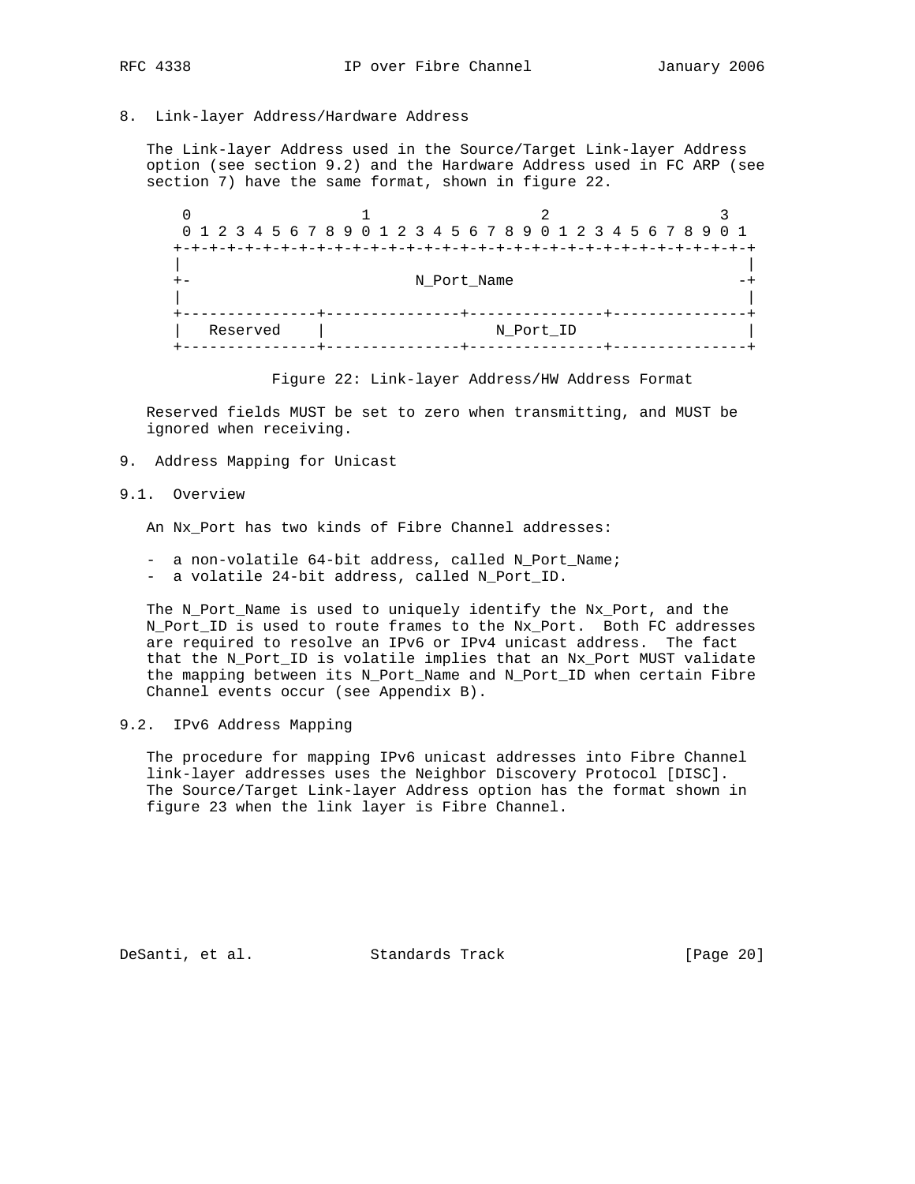## 8. Link-layer Address/Hardware Address

The Link-layer Address used in the Source/Target Link-layer Address option (see section 9.2) and the Hardware Address used in FC ARP (see section 7) have the same format, shown in figure 22.

```
 0                   1                   2                   3
 0 1 2 3 4 5 6 7 8 9 0 1 2 3 4 5 6 7 8 9 0 1 2 3 4 5 6 7 8 9 0 1
+-+-+-+-+-+-+-+-+-+-+-+-+-+-+-+-+-+-+-+-+-+-+-+-+-+-+-+-+-+-+-+-+
|                                                               |
+-                          N_Port_Name                        -+
|                                                               |
+---------------+---------------+---------------+---------------+
|   Reserved    |                  N_Port_ID                    |
+---------------+---------------+---------------+---------------+
```

Figure 22: Link-layer Address/HW Address Format

Reserved fields MUST be set to zero when transmitting, and MUST be ignored when receiving.

## 9. Address Mapping for Unicast

### 9.1. Overview

An Nx_Port has two kinds of Fibre Channel addresses:

- a non-volatile 64-bit address, called N_Port_Name;
- a volatile 24-bit address, called N_Port_ID.

The N_Port_Name is used to uniquely identify the Nx_Port, and the N_Port_ID is used to route frames to the Nx_Port. Both FC addresses are required to resolve an IPv6 or IPv4 unicast address. The fact that the N_Port_ID is volatile implies that an Nx_Port MUST validate the mapping between its N_Port_Name and N_Port_ID when certain Fibre Channel events occur (see Appendix B).

### 9.2. IPv6 Address Mapping

The procedure for mapping IPv6 unicast addresses into Fibre Channel link-layer addresses uses the Neighbor Discovery Protocol [DISC]. The Source/Target Link-layer Address option has the format shown in figure 23 when the link layer is Fibre Channel.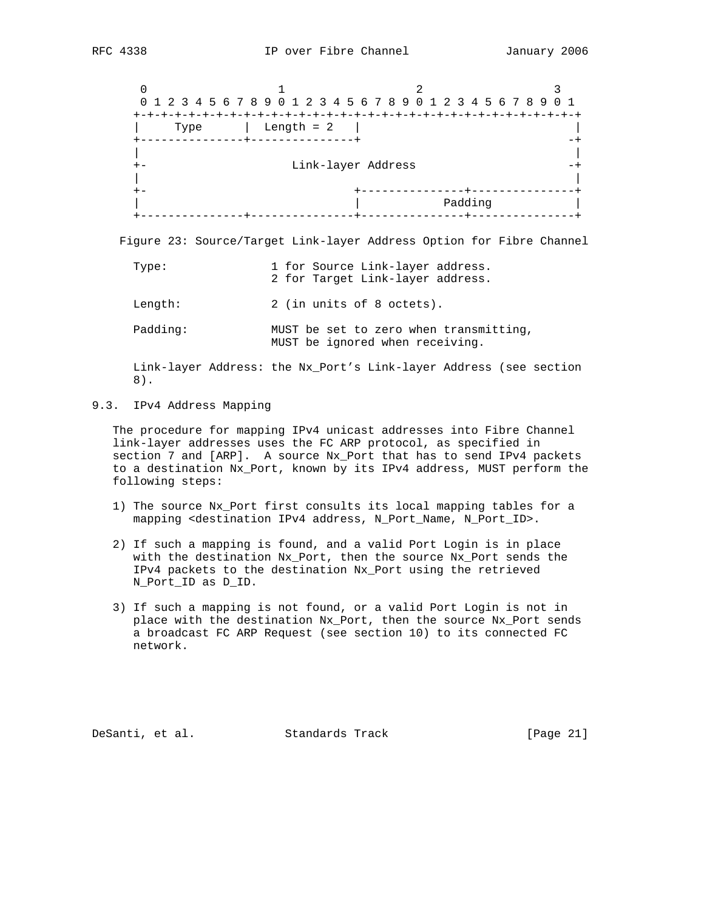```
    0                   1                   2                   3
    0 1 2 3 4 5 6 7 8 9 0 1 2 3 4 5 6 7 8 9 0 1 2 3 4 5 6 7 8 9 0 1
   +-+-+-+-+-+-+-+-+-+-+-+-+-+-+-+-+-+-+-+-+-+-+-+-+-+-+-+-+-+-+-+-+
   |     Type      |  Length = 2   |                               |
   +---------------+---------------+                              -+
   |                                                               |
   +-                     Link-layer Address                      -+
   |                                                               |
   +-                              +---------------+---------------+
   |                               |            Padding            |
   +---------------+---------------+---------------+---------------+
```

Figure 23: Source/Target Link-layer Address Option for Fibre Channel

Type: 1 for Source Link-layer address.
2 for Target Link-layer address.

Length: 2 (in units of 8 octets).

Padding: MUST be set to zero when transmitting,
MUST be ignored when receiving.

Link-layer Address: the Nx_Port's Link-layer Address (see section 8).

## 9.3. IPv4 Address Mapping

The procedure for mapping IPv4 unicast addresses into Fibre Channel link-layer addresses uses the FC ARP protocol, as specified in section 7 and [ARP]. A source Nx_Port that has to send IPv4 packets to a destination Nx_Port, known by its IPv4 address, MUST perform the following steps:

1) The source Nx_Port first consults its local mapping tables for a mapping <destination IPv4 address, N_Port_Name, N_Port_ID>.

2) If such a mapping is found, and a valid Port Login is in place with the destination Nx_Port, then the source Nx_Port sends the IPv4 packets to the destination Nx_Port using the retrieved N_Port_ID as D_ID.

3) If such a mapping is not found, or a valid Port Login is not in place with the destination Nx_Port, then the source Nx_Port sends a broadcast FC ARP Request (see section 10) to its connected FC network.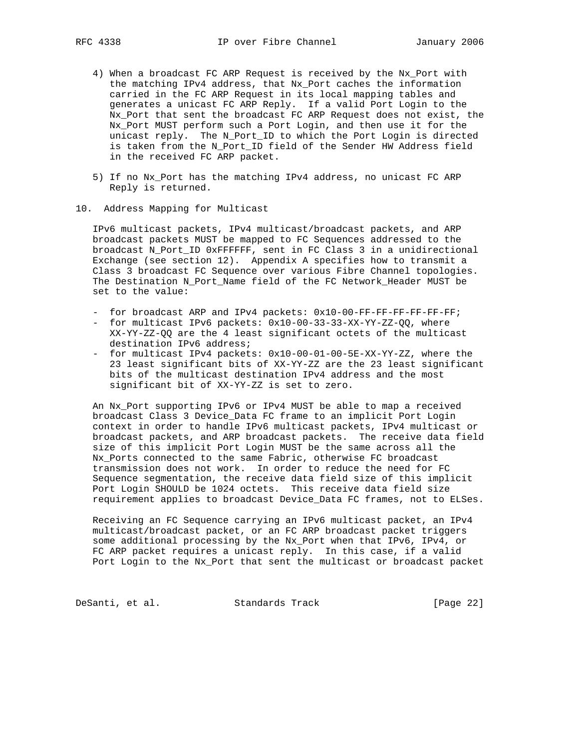4) When a broadcast FC ARP Request is received by the Nx_Port with the matching IPv4 address, that Nx_Port caches the information carried in the FC ARP Request in its local mapping tables and generates a unicast FC ARP Reply. If a valid Port Login to the Nx_Port that sent the broadcast FC ARP Request does not exist, the Nx_Port MUST perform such a Port Login, and then use it for the unicast reply. The N_Port_ID to which the Port Login is directed is taken from the N_Port_ID field of the Sender HW Address field in the received FC ARP packet.

5) If no Nx_Port has the matching IPv4 address, no unicast FC ARP Reply is returned.

## 10. Address Mapping for Multicast

IPv6 multicast packets, IPv4 multicast/broadcast packets, and ARP broadcast packets MUST be mapped to FC Sequences addressed to the broadcast N_Port_ID 0xFFFFFF, sent in FC Class 3 in a unidirectional Exchange (see section 12). Appendix A specifies how to transmit a Class 3 broadcast FC Sequence over various Fibre Channel topologies. The Destination N_Port_Name field of the FC Network_Header MUST be set to the value:

- for broadcast ARP and IPv4 packets: 0x10-00-FF-FF-FF-FF-FF-FF;
- for multicast IPv6 packets: 0x10-00-33-33-XX-YY-ZZ-QQ, where XX-YY-ZZ-QQ are the 4 least significant octets of the multicast destination IPv6 address;
- for multicast IPv4 packets: 0x10-00-01-00-5E-XX-YY-ZZ, where the 23 least significant bits of XX-YY-ZZ are the 23 least significant bits of the multicast destination IPv4 address and the most significant bit of XX-YY-ZZ is set to zero.

An Nx_Port supporting IPv6 or IPv4 MUST be able to map a received broadcast Class 3 Device_Data FC frame to an implicit Port Login context in order to handle IPv6 multicast packets, IPv4 multicast or broadcast packets, and ARP broadcast packets. The receive data field size of this implicit Port Login MUST be the same across all the Nx_Ports connected to the same Fabric, otherwise FC broadcast transmission does not work. In order to reduce the need for FC Sequence segmentation, the receive data field size of this implicit Port Login SHOULD be 1024 octets. This receive data field size requirement applies to broadcast Device_Data FC frames, not to ELSes.

Receiving an FC Sequence carrying an IPv6 multicast packet, an IPv4 multicast/broadcast packet, or an FC ARP broadcast packet triggers some additional processing by the Nx_Port when that IPv6, IPv4, or FC ARP packet requires a unicast reply. In this case, if a valid Port Login to the Nx_Port that sent the multicast or broadcast packet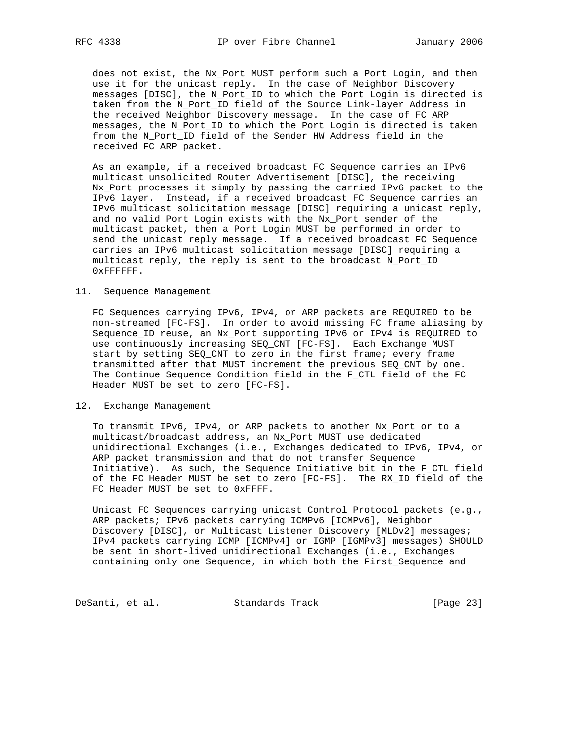does not exist, the Nx_Port MUST perform such a Port Login, and then use it for the unicast reply. In the case of Neighbor Discovery messages [DISC], the N_Port_ID to which the Port Login is directed is taken from the N_Port_ID field of the Source Link-layer Address in the received Neighbor Discovery message. In the case of FC ARP messages, the N_Port_ID to which the Port Login is directed is taken from the N_Port_ID field of the Sender HW Address field in the received FC ARP packet.

As an example, if a received broadcast FC Sequence carries an IPv6 multicast unsolicited Router Advertisement [DISC], the receiving Nx_Port processes it simply by passing the carried IPv6 packet to the IPv6 layer. Instead, if a received broadcast FC Sequence carries an IPv6 multicast solicitation message [DISC] requiring a unicast reply, and no valid Port Login exists with the Nx_Port sender of the multicast packet, then a Port Login MUST be performed in order to send the unicast reply message. If a received broadcast FC Sequence carries an IPv6 multicast solicitation message [DISC] requiring a multicast reply, the reply is sent to the broadcast N_Port_ID 0xFFFFFF.

## 11. Sequence Management

FC Sequences carrying IPv6, IPv4, or ARP packets are REQUIRED to be non-streamed [FC-FS]. In order to avoid missing FC frame aliasing by Sequence_ID reuse, an Nx_Port supporting IPv6 or IPv4 is REQUIRED to use continuously increasing SEQ_CNT [FC-FS]. Each Exchange MUST start by setting SEQ_CNT to zero in the first frame; every frame transmitted after that MUST increment the previous SEQ_CNT by one. The Continue Sequence Condition field in the F_CTL field of the FC Header MUST be set to zero [FC-FS].

## 12. Exchange Management

To transmit IPv6, IPv4, or ARP packets to another Nx_Port or to a multicast/broadcast address, an Nx_Port MUST use dedicated unidirectional Exchanges (i.e., Exchanges dedicated to IPv6, IPv4, or ARP packet transmission and that do not transfer Sequence Initiative). As such, the Sequence Initiative bit in the F_CTL field of the FC Header MUST be set to zero [FC-FS]. The RX_ID field of the FC Header MUST be set to 0xFFFF.

Unicast FC Sequences carrying unicast Control Protocol packets (e.g., ARP packets; IPv6 packets carrying ICMPv6 [ICMPv6], Neighbor Discovery [DISC], or Multicast Listener Discovery [MLDv2] messages; IPv4 packets carrying ICMP [ICMPv4] or IGMP [IGMPv3] messages) SHOULD be sent in short-lived unidirectional Exchanges (i.e., Exchanges containing only one Sequence, in which both the First_Sequence and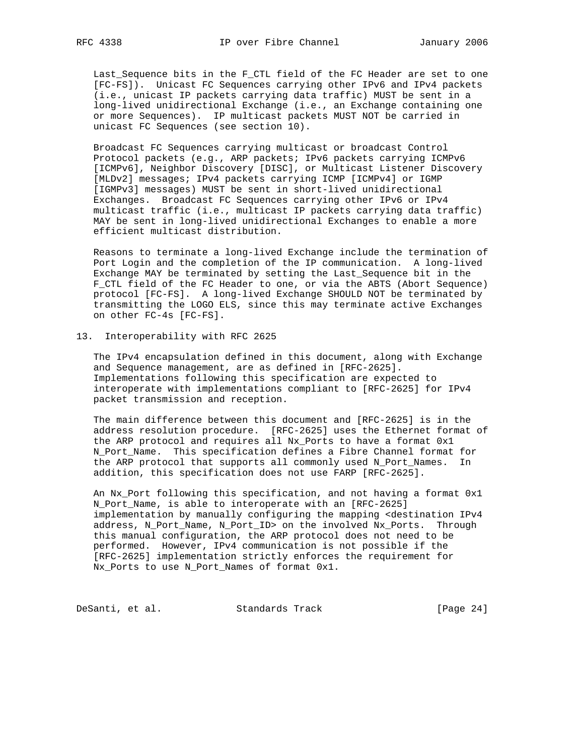Last_Sequence bits in the F_CTL field of the FC Header are set to one [FC-FS]). Unicast FC Sequences carrying other IPv6 and IPv4 packets (i.e., unicast IP packets carrying data traffic) MUST be sent in a long-lived unidirectional Exchange (i.e., an Exchange containing one or more Sequences). IP multicast packets MUST NOT be carried in unicast FC Sequences (see section 10).

Broadcast FC Sequences carrying multicast or broadcast Control Protocol packets (e.g., ARP packets; IPv6 packets carrying ICMPv6 [ICMPv6], Neighbor Discovery [DISC], or Multicast Listener Discovery [MLDv2] messages; IPv4 packets carrying ICMP [ICMPv4] or IGMP [IGMPv3] messages) MUST be sent in short-lived unidirectional Exchanges. Broadcast FC Sequences carrying other IPv6 or IPv4 multicast traffic (i.e., multicast IP packets carrying data traffic) MAY be sent in long-lived unidirectional Exchanges to enable a more efficient multicast distribution.

Reasons to terminate a long-lived Exchange include the termination of Port Login and the completion of the IP communication. A long-lived Exchange MAY be terminated by setting the Last_Sequence bit in the F_CTL field of the FC Header to one, or via the ABTS (Abort Sequence) protocol [FC-FS]. A long-lived Exchange SHOULD NOT be terminated by transmitting the LOGO ELS, since this may terminate active Exchanges on other FC-4s [FC-FS].

## 13. Interoperability with RFC 2625

The IPv4 encapsulation defined in this document, along with Exchange and Sequence management, are as defined in [RFC-2625]. Implementations following this specification are expected to interoperate with implementations compliant to [RFC-2625] for IPv4 packet transmission and reception.

The main difference between this document and [RFC-2625] is in the address resolution procedure. [RFC-2625] uses the Ethernet format of the ARP protocol and requires all Nx_Ports to have a format 0x1 N_Port_Name. This specification defines a Fibre Channel format for the ARP protocol that supports all commonly used N_Port_Names. In addition, this specification does not use FARP [RFC-2625].

An Nx_Port following this specification, and not having a format 0x1 N_Port_Name, is able to interoperate with an [RFC-2625] implementation by manually configuring the mapping <destination IPv4 address, N_Port_Name, N_Port_ID> on the involved Nx_Ports. Through this manual configuration, the ARP protocol does not need to be performed. However, IPv4 communication is not possible if the [RFC-2625] implementation strictly enforces the requirement for Nx_Ports to use N_Port_Names of format 0x1.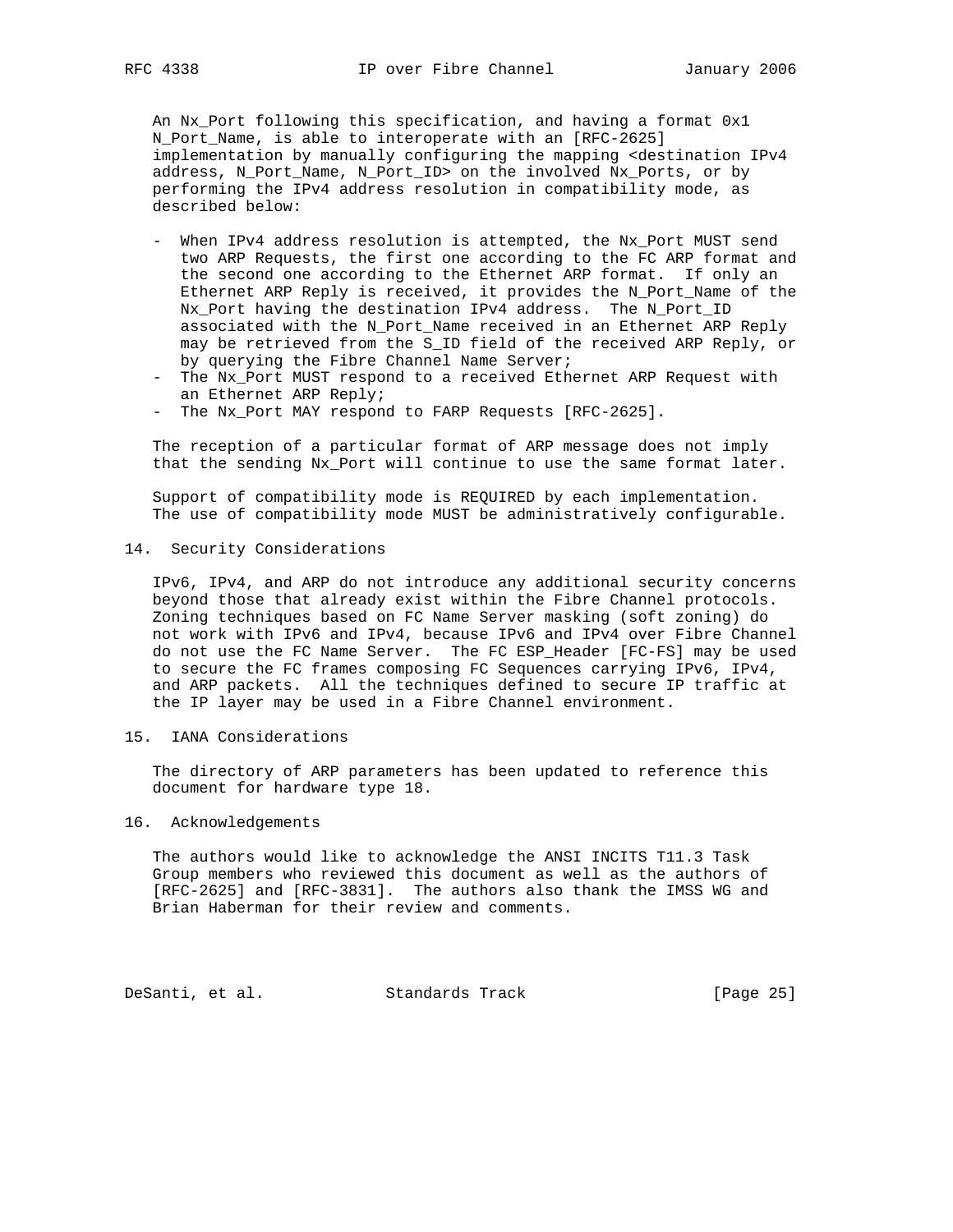An Nx_Port following this specification, and having a format 0x1 N_Port_Name, is able to interoperate with an [RFC-2625] implementation by manually configuring the mapping <destination IPv4 address, N_Port_Name, N_Port_ID> on the involved Nx_Ports, or by performing the IPv4 address resolution in compatibility mode, as described below:

- When IPv4 address resolution is attempted, the Nx_Port MUST send two ARP Requests, the first one according to the FC ARP format and the second one according to the Ethernet ARP format. If only an Ethernet ARP Reply is received, it provides the N_Port_Name of the Nx_Port having the destination IPv4 address. The N_Port_ID associated with the N_Port_Name received in an Ethernet ARP Reply may be retrieved from the S_ID field of the received ARP Reply, or by querying the Fibre Channel Name Server;
- The Nx_Port MUST respond to a received Ethernet ARP Request with an Ethernet ARP Reply;
- The Nx_Port MAY respond to FARP Requests [RFC-2625].

The reception of a particular format of ARP message does not imply that the sending Nx_Port will continue to use the same format later.

Support of compatibility mode is REQUIRED by each implementation. The use of compatibility mode MUST be administratively configurable.

## 14. Security Considerations

IPv6, IPv4, and ARP do not introduce any additional security concerns beyond those that already exist within the Fibre Channel protocols. Zoning techniques based on FC Name Server masking (soft zoning) do not work with IPv6 and IPv4, because IPv6 and IPv4 over Fibre Channel do not use the FC Name Server. The FC ESP_Header [FC-FS] may be used to secure the FC frames composing FC Sequences carrying IPv6, IPv4, and ARP packets. All the techniques defined to secure IP traffic at the IP layer may be used in a Fibre Channel environment.

## 15. IANA Considerations

The directory of ARP parameters has been updated to reference this document for hardware type 18.

## 16. Acknowledgements

The authors would like to acknowledge the ANSI INCITS T11.3 Task Group members who reviewed this document as well as the authors of [RFC-2625] and [RFC-3831]. The authors also thank the IMSS WG and Brian Haberman for their review and comments.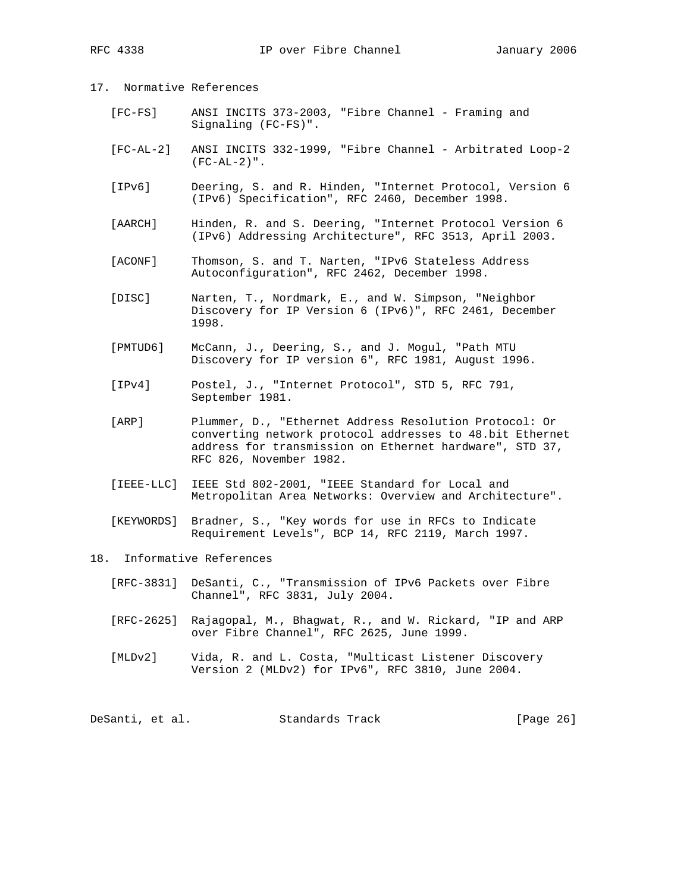## 17. Normative References

[FC-FS] ANSI INCITS 373-2003, "Fibre Channel - Framing and Signaling (FC-FS)".

[FC-AL-2] ANSI INCITS 332-1999, "Fibre Channel - Arbitrated Loop-2 (FC-AL-2)".

[IPv6] Deering, S. and R. Hinden, "Internet Protocol, Version 6 (IPv6) Specification", RFC 2460, December 1998.

[AARCH] Hinden, R. and S. Deering, "Internet Protocol Version 6 (IPv6) Addressing Architecture", RFC 3513, April 2003.

[ACONF] Thomson, S. and T. Narten, "IPv6 Stateless Address Autoconfiguration", RFC 2462, December 1998.

[DISC] Narten, T., Nordmark, E., and W. Simpson, "Neighbor Discovery for IP Version 6 (IPv6)", RFC 2461, December 1998.

[PMTUD6] McCann, J., Deering, S., and J. Mogul, "Path MTU Discovery for IP version 6", RFC 1981, August 1996.

[IPv4] Postel, J., "Internet Protocol", STD 5, RFC 791, September 1981.

[ARP] Plummer, D., "Ethernet Address Resolution Protocol: Or converting network protocol addresses to 48.bit Ethernet address for transmission on Ethernet hardware", STD 37, RFC 826, November 1982.

[IEEE-LLC] IEEE Std 802-2001, "IEEE Standard for Local and Metropolitan Area Networks: Overview and Architecture".

[KEYWORDS] Bradner, S., "Key words for use in RFCs to Indicate Requirement Levels", BCP 14, RFC 2119, March 1997.

## 18. Informative References

[RFC-3831] DeSanti, C., "Transmission of IPv6 Packets over Fibre Channel", RFC 3831, July 2004.

[RFC-2625] Rajagopal, M., Bhagwat, R., and W. Rickard, "IP and ARP over Fibre Channel", RFC 2625, June 1999.

[MLDv2] Vida, R. and L. Costa, "Multicast Listener Discovery Version 2 (MLDv2) for IPv6", RFC 3810, June 2004.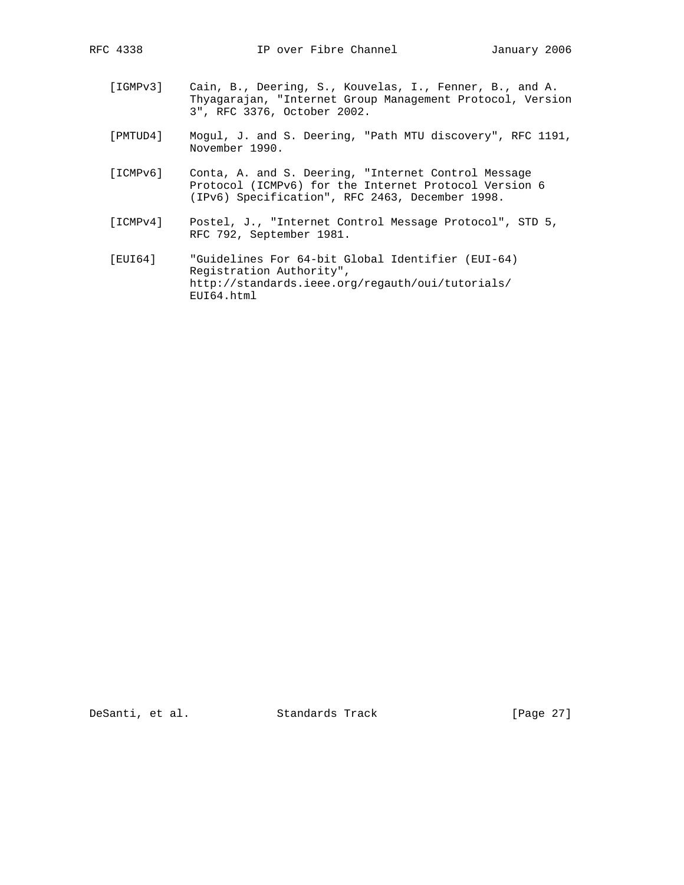[IGMPv3] Cain, B., Deering, S., Kouvelas, I., Fenner, B., and A. Thyagarajan, "Internet Group Management Protocol, Version 3", RFC 3376, October 2002.

[PMTUD4] Mogul, J. and S. Deering, "Path MTU discovery", RFC 1191, November 1990.

[ICMPv6] Conta, A. and S. Deering, "Internet Control Message Protocol (ICMPv6) for the Internet Protocol Version 6 (IPv6) Specification", RFC 2463, December 1998.

[ICMPv4] Postel, J., "Internet Control Message Protocol", STD 5, RFC 792, September 1981.

[EUI64] "Guidelines For 64-bit Global Identifier (EUI-64) Registration Authority", http://standards.ieee.org/regauth/oui/tutorials/EUI64.html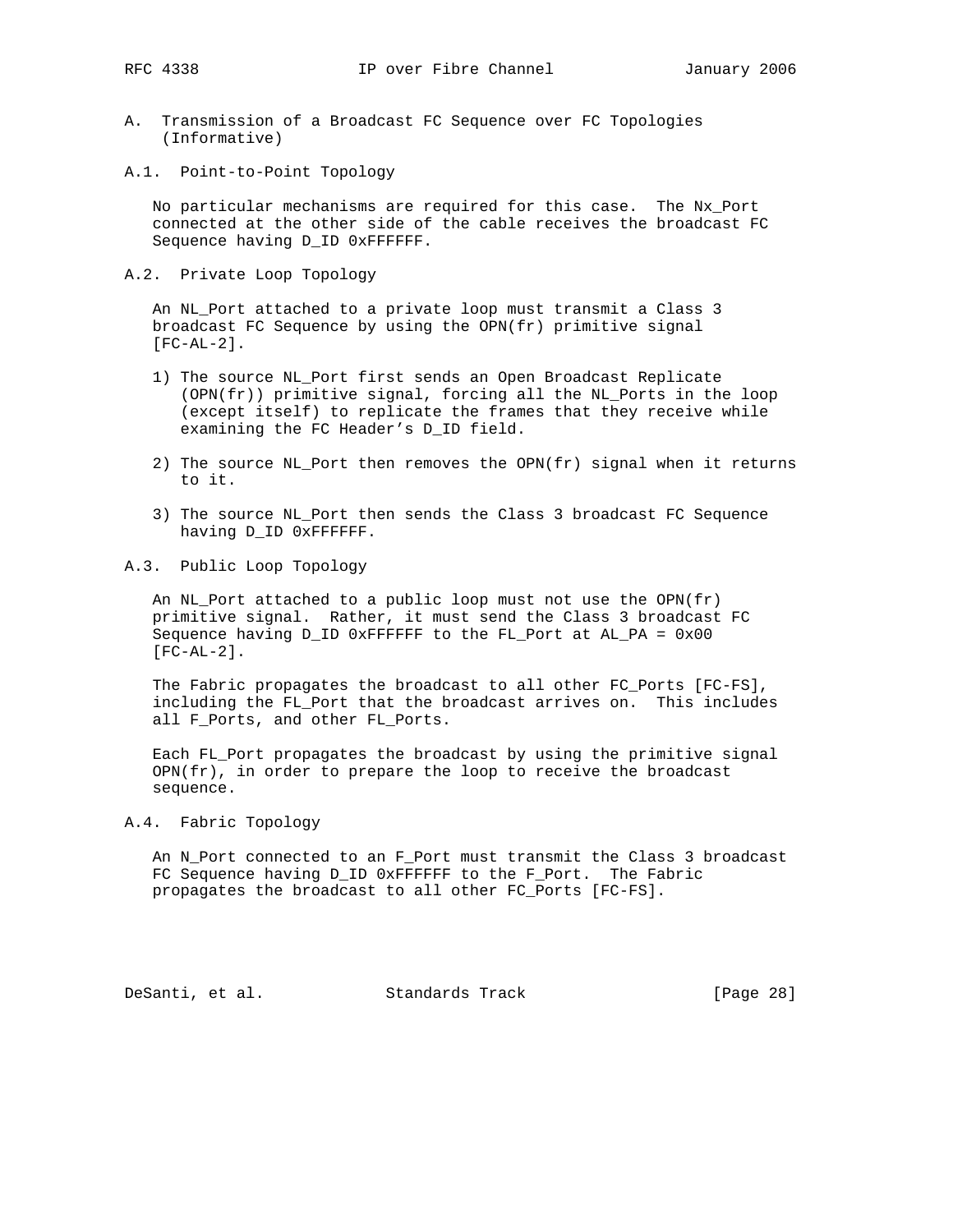## A. Transmission of a Broadcast FC Sequence over FC Topologies (Informative)

### A.1. Point-to-Point Topology

No particular mechanisms are required for this case. The Nx_Port connected at the other side of the cable receives the broadcast FC Sequence having D_ID 0xFFFFFF.

### A.2. Private Loop Topology

An NL_Port attached to a private loop must transmit a Class 3 broadcast FC Sequence by using the OPN(fr) primitive signal [FC-AL-2].

1) The source NL_Port first sends an Open Broadcast Replicate (OPN(fr)) primitive signal, forcing all the NL_Ports in the loop (except itself) to replicate the frames that they receive while examining the FC Header's D_ID field.

2) The source NL_Port then removes the OPN(fr) signal when it returns to it.

3) The source NL_Port then sends the Class 3 broadcast FC Sequence having D_ID 0xFFFFFF.

### A.3. Public Loop Topology

An NL_Port attached to a public loop must not use the OPN(fr) primitive signal. Rather, it must send the Class 3 broadcast FC Sequence having D_ID 0xFFFFFF to the FL_Port at AL_PA = 0x00 [FC-AL-2].

The Fabric propagates the broadcast to all other FC_Ports [FC-FS], including the FL_Port that the broadcast arrives on. This includes all F_Ports, and other FL_Ports.

Each FL_Port propagates the broadcast by using the primitive signal OPN(fr), in order to prepare the loop to receive the broadcast sequence.

### A.4. Fabric Topology

An N_Port connected to an F_Port must transmit the Class 3 broadcast FC Sequence having D_ID 0xFFFFFF to the F_Port. The Fabric propagates the broadcast to all other FC_Ports [FC-FS].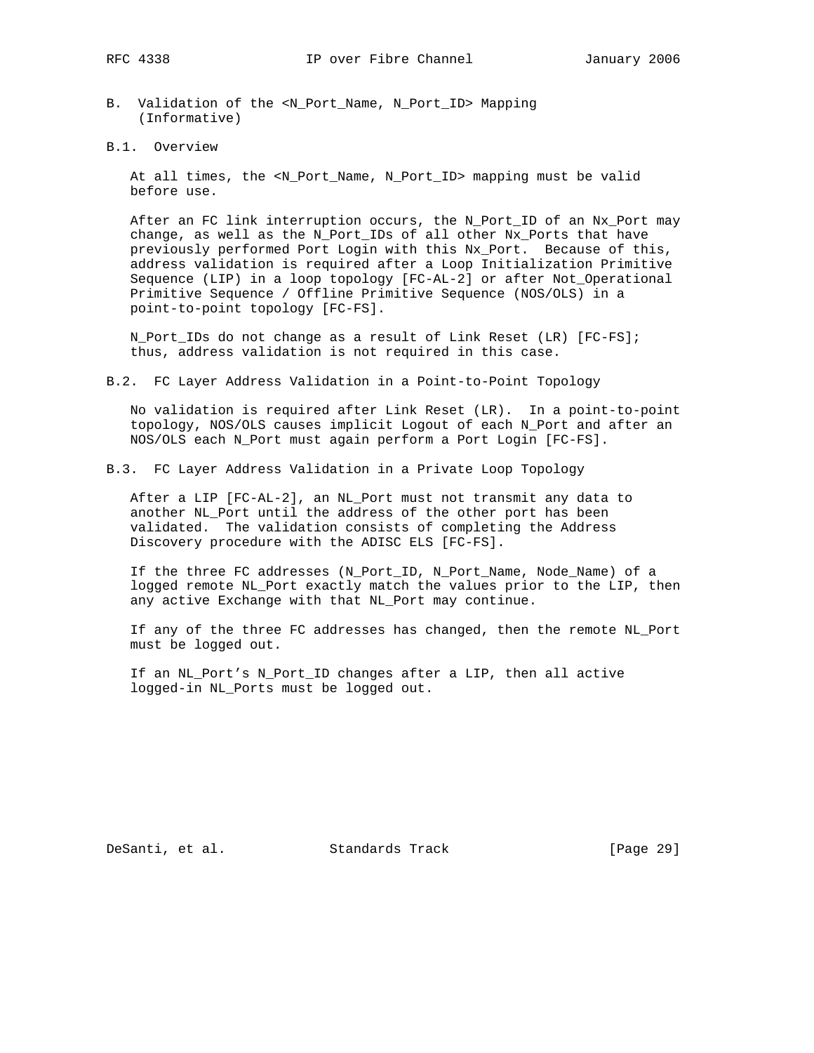## B. Validation of the <N_Port_Name, N_Port_ID> Mapping (Informative)

### B.1. Overview

At all times, the <N_Port_Name, N_Port_ID> mapping must be valid before use.

After an FC link interruption occurs, the N_Port_ID of an Nx_Port may change, as well as the N_Port_IDs of all other Nx_Ports that have previously performed Port Login with this Nx_Port. Because of this, address validation is required after a Loop Initialization Primitive Sequence (LIP) in a loop topology [FC-AL-2] or after Not_Operational Primitive Sequence / Offline Primitive Sequence (NOS/OLS) in a point-to-point topology [FC-FS].

N_Port_IDs do not change as a result of Link Reset (LR) [FC-FS]; thus, address validation is not required in this case.

### B.2. FC Layer Address Validation in a Point-to-Point Topology

No validation is required after Link Reset (LR). In a point-to-point topology, NOS/OLS causes implicit Logout of each N_Port and after an NOS/OLS each N_Port must again perform a Port Login [FC-FS].

### B.3. FC Layer Address Validation in a Private Loop Topology

After a LIP [FC-AL-2], an NL_Port must not transmit any data to another NL_Port until the address of the other port has been validated. The validation consists of completing the Address Discovery procedure with the ADISC ELS [FC-FS].

If the three FC addresses (N_Port_ID, N_Port_Name, Node_Name) of a logged remote NL_Port exactly match the values prior to the LIP, then any active Exchange with that NL_Port may continue.

If any of the three FC addresses has changed, then the remote NL_Port must be logged out.

If an NL_Port's N_Port_ID changes after a LIP, then all active logged-in NL_Ports must be logged out.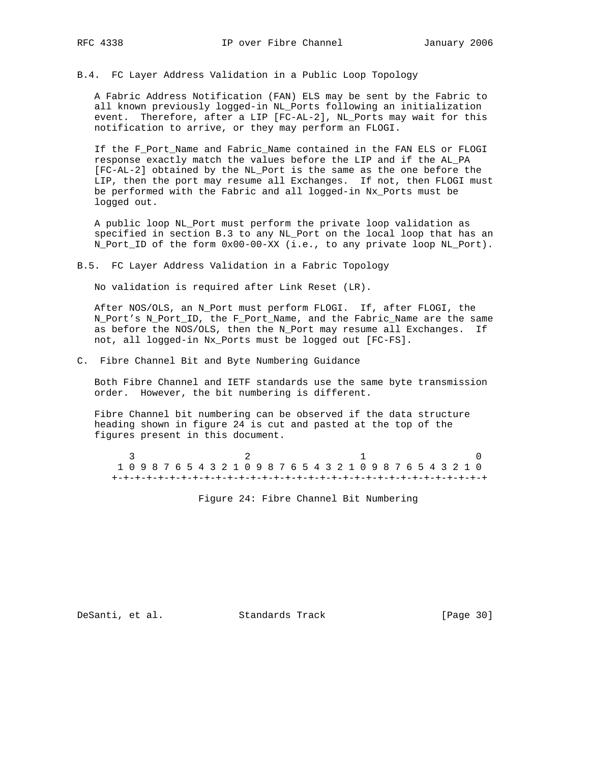### B.4. FC Layer Address Validation in a Public Loop Topology

A Fabric Address Notification (FAN) ELS may be sent by the Fabric to all known previously logged-in NL_Ports following an initialization event. Therefore, after a LIP [FC-AL-2], NL_Ports may wait for this notification to arrive, or they may perform an FLOGI.

If the F_Port_Name and Fabric_Name contained in the FAN ELS or FLOGI response exactly match the values before the LIP and if the AL_PA [FC-AL-2] obtained by the NL_Port is the same as the one before the LIP, then the port may resume all Exchanges. If not, then FLOGI must be performed with the Fabric and all logged-in Nx_Ports must be logged out.

A public loop NL_Port must perform the private loop validation as specified in section B.3 to any NL_Port on the local loop that has an N_Port_ID of the form 0x00-00-XX (i.e., to any private loop NL_Port).

### B.5. FC Layer Address Validation in a Fabric Topology

No validation is required after Link Reset (LR).

After NOS/OLS, an N_Port must perform FLOGI. If, after FLOGI, the N_Port's N_Port_ID, the F_Port_Name, and the Fabric_Name are the same as before the NOS/OLS, then the N_Port may resume all Exchanges. If not, all logged-in Nx_Ports must be logged out [FC-FS].

## C. Fibre Channel Bit and Byte Numbering Guidance

Both Fibre Channel and IETF standards use the same byte transmission order. However, the bit numbering is different.

Fibre Channel bit numbering can be observed if the data structure heading shown in figure 24 is cut and pasted at the top of the figures present in this document.

```
     3                   2                   1                   0
   1 0 9 8 7 6 5 4 3 2 1 0 9 8 7 6 5 4 3 2 1 0 9 8 7 6 5 4 3 2 1 0
  +-+-+-+-+-+-+-+-+-+-+-+-+-+-+-+-+-+-+-+-+-+-+-+-+-+-+-+-+-+-+-+-+
```

Figure 24: Fibre Channel Bit Numbering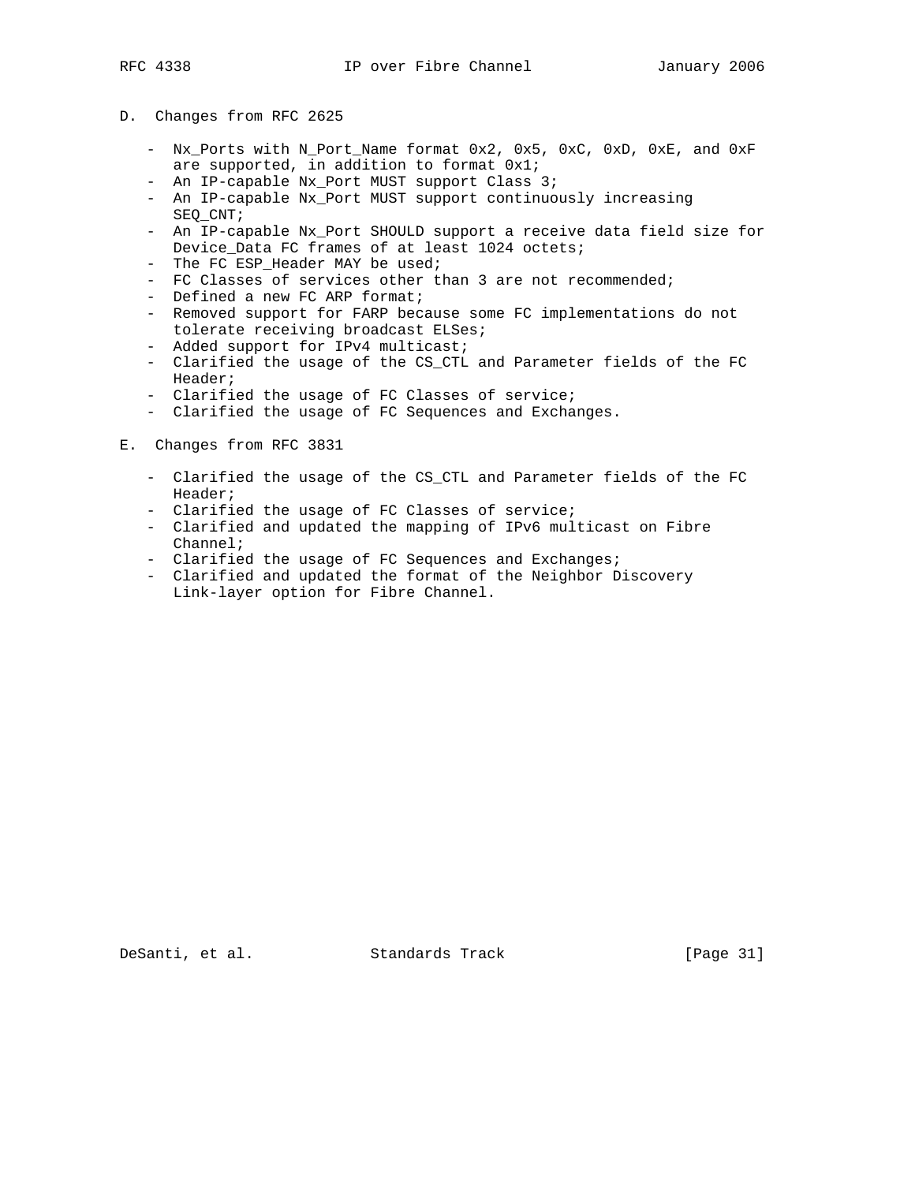## D. Changes from RFC 2625

- Nx_Ports with N_Port_Name format 0x2, 0x5, 0xC, 0xD, 0xE, and 0xF are supported, in addition to format 0x1;
- An IP-capable Nx_Port MUST support Class 3;
- An IP-capable Nx_Port MUST support continuously increasing SEQ_CNT;
- An IP-capable Nx_Port SHOULD support a receive data field size for Device_Data FC frames of at least 1024 octets;
- The FC ESP_Header MAY be used;
- FC Classes of services other than 3 are not recommended;
- Defined a new FC ARP format;
- Removed support for FARP because some FC implementations do not tolerate receiving broadcast ELSes;
- Added support for IPv4 multicast;
- Clarified the usage of the CS_CTL and Parameter fields of the FC Header;
- Clarified the usage of FC Classes of service;
- Clarified the usage of FC Sequences and Exchanges.

## E. Changes from RFC 3831

- Clarified the usage of the CS_CTL and Parameter fields of the FC Header;
- Clarified the usage of FC Classes of service;
- Clarified and updated the mapping of IPv6 multicast on Fibre Channel;
- Clarified the usage of FC Sequences and Exchanges;
- Clarified and updated the format of the Neighbor Discovery Link-layer option for Fibre Channel.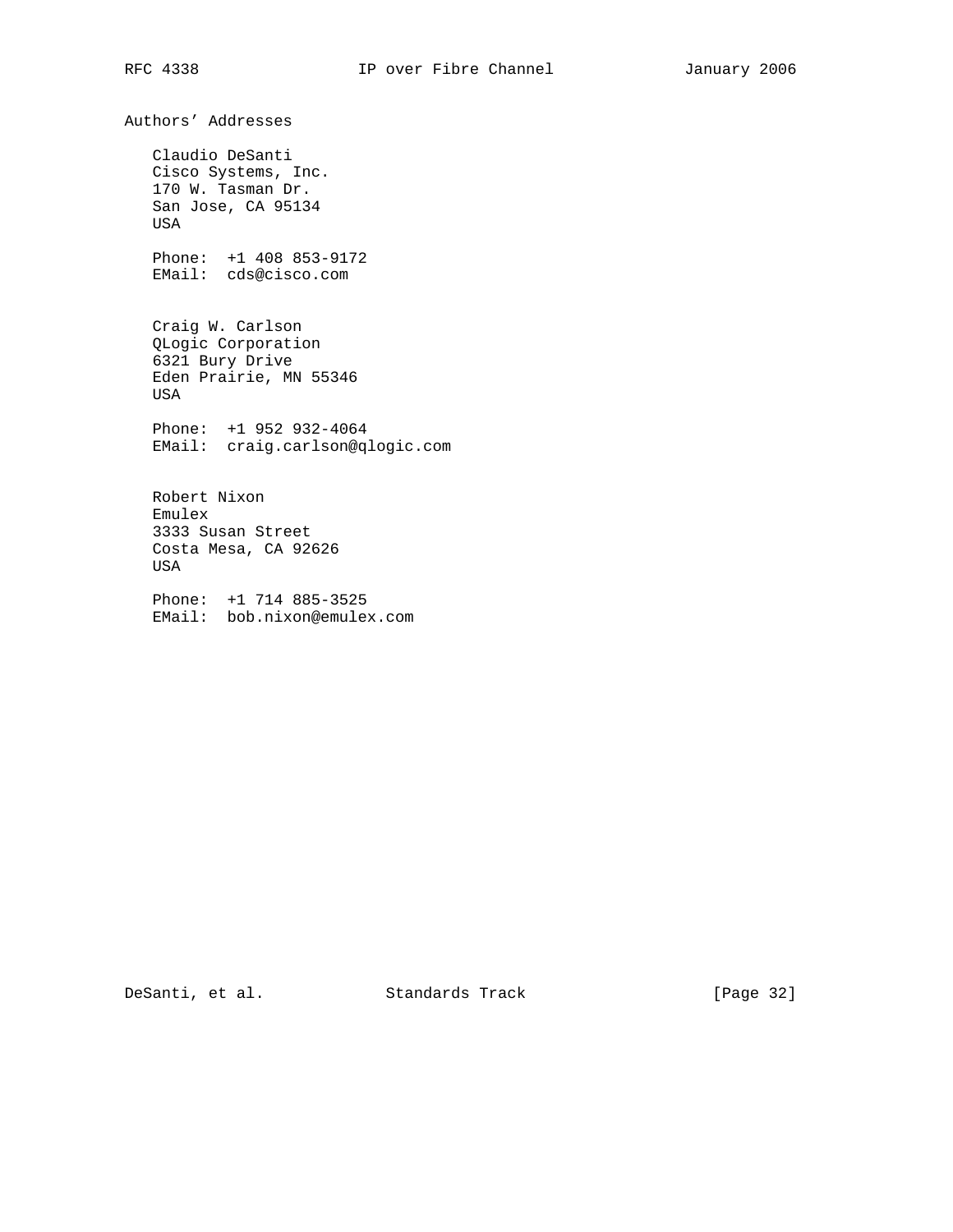# Authors' Addresses

Claudio DeSanti
Cisco Systems, Inc.
170 W. Tasman Dr.
San Jose, CA 95134
USA

Phone: +1 408 853-9172
EMail: cds@cisco.com

Craig W. Carlson
QLogic Corporation
6321 Bury Drive
Eden Prairie, MN 55346
USA

Phone: +1 952 932-4064
EMail: craig.carlson@qlogic.com

Robert Nixon
Emulex
3333 Susan Street
Costa Mesa, CA 92626
USA

Phone: +1 714 885-3525
EMail: bob.nixon@emulex.com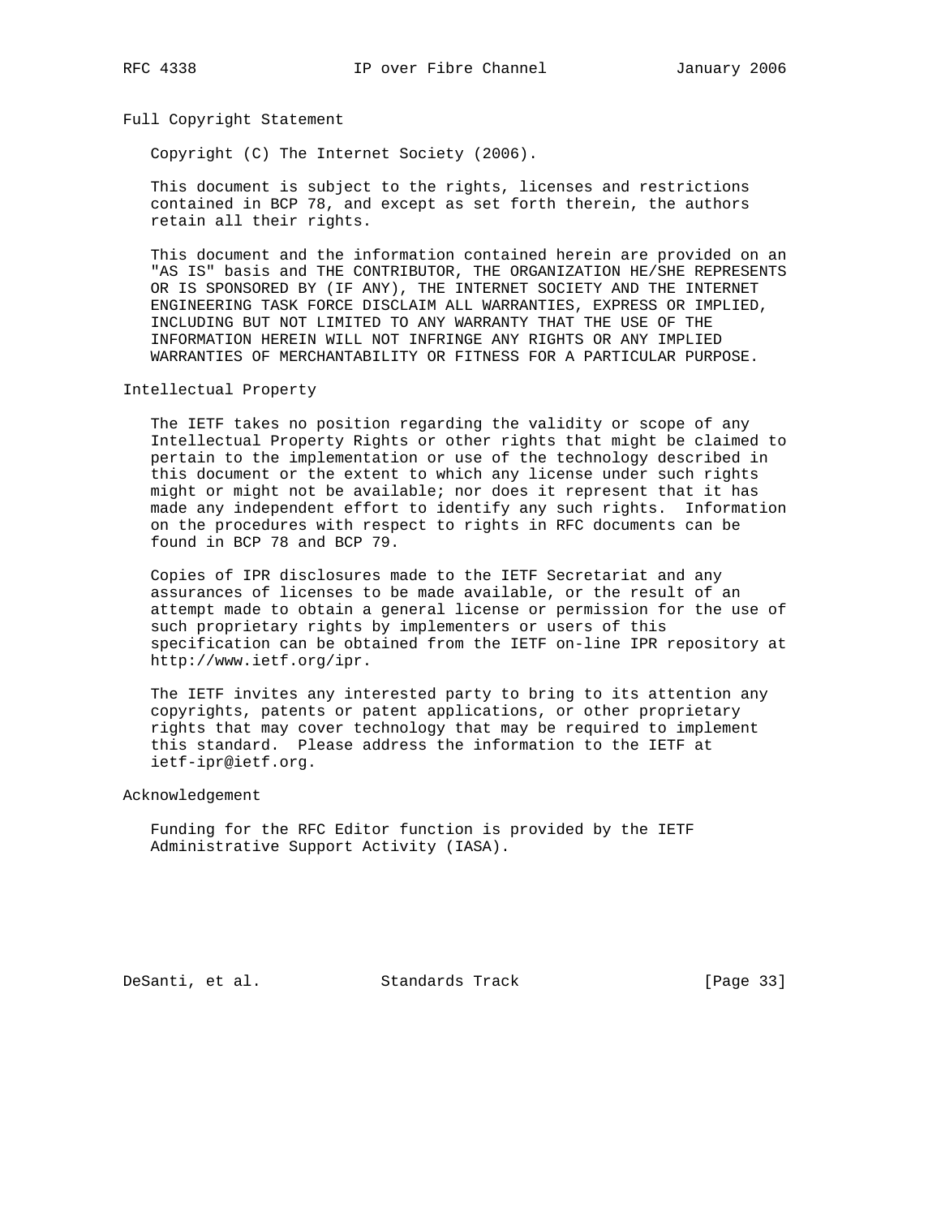## Full Copyright Statement

Copyright (C) The Internet Society (2006).

This document is subject to the rights, licenses and restrictions contained in BCP 78, and except as set forth therein, the authors retain all their rights.

This document and the information contained herein are provided on an "AS IS" basis and THE CONTRIBUTOR, THE ORGANIZATION HE/SHE REPRESENTS OR IS SPONSORED BY (IF ANY), THE INTERNET SOCIETY AND THE INTERNET ENGINEERING TASK FORCE DISCLAIM ALL WARRANTIES, EXPRESS OR IMPLIED, INCLUDING BUT NOT LIMITED TO ANY WARRANTY THAT THE USE OF THE INFORMATION HEREIN WILL NOT INFRINGE ANY RIGHTS OR ANY IMPLIED WARRANTIES OF MERCHANTABILITY OR FITNESS FOR A PARTICULAR PURPOSE.

## Intellectual Property

The IETF takes no position regarding the validity or scope of any Intellectual Property Rights or other rights that might be claimed to pertain to the implementation or use of the technology described in this document or the extent to which any license under such rights might or might not be available; nor does it represent that it has made any independent effort to identify any such rights. Information on the procedures with respect to rights in RFC documents can be found in BCP 78 and BCP 79.

Copies of IPR disclosures made to the IETF Secretariat and any assurances of licenses to be made available, or the result of an attempt made to obtain a general license or permission for the use of such proprietary rights by implementers or users of this specification can be obtained from the IETF on-line IPR repository at http://www.ietf.org/ipr.

The IETF invites any interested party to bring to its attention any copyrights, patents or patent applications, or other proprietary rights that may cover technology that may be required to implement this standard. Please address the information to the IETF at ietf-ipr@ietf.org.

## Acknowledgement

Funding for the RFC Editor function is provided by the IETF Administrative Support Activity (IASA).